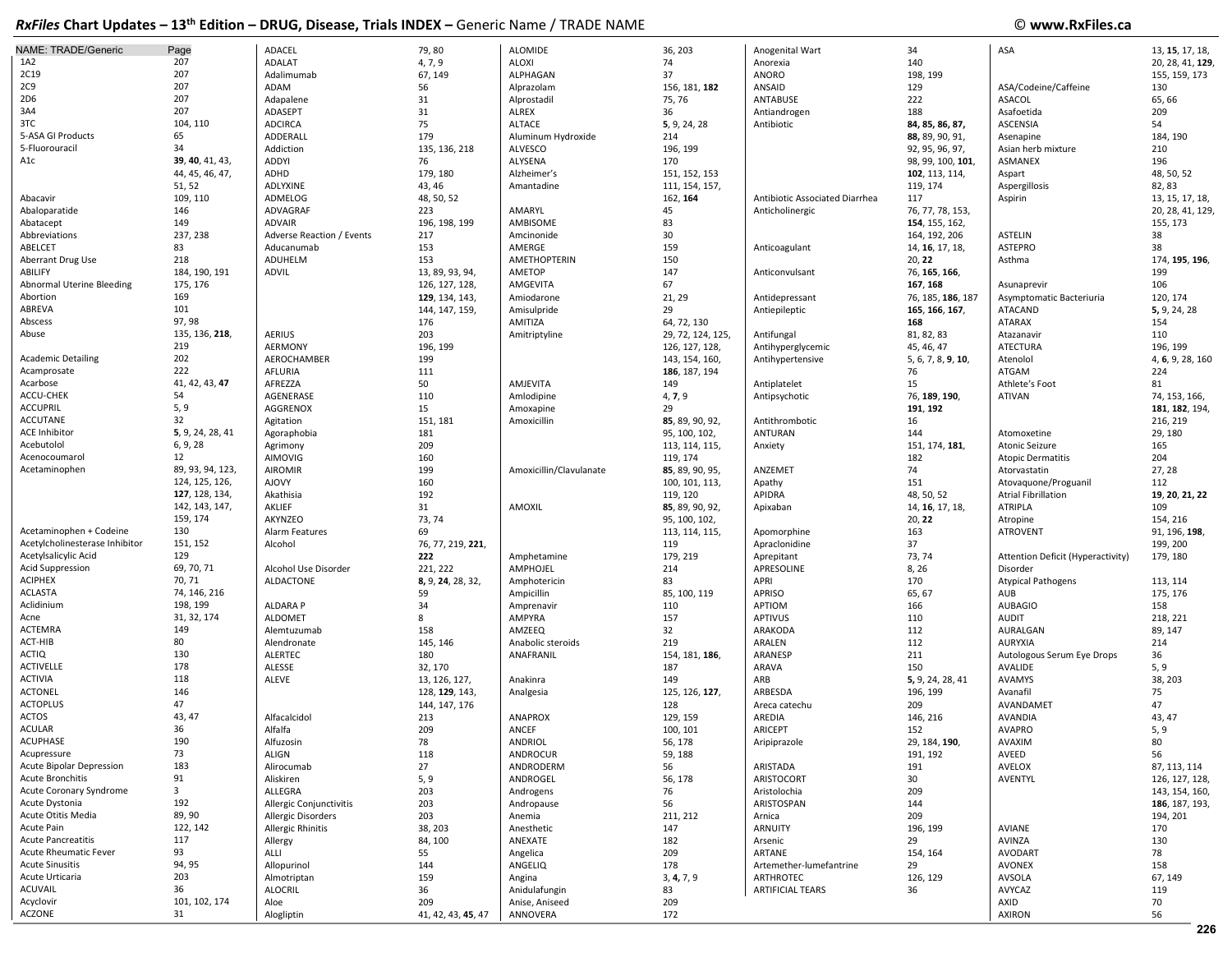## RxFiles Chart Updates – 13th Edition – DRUG, Disease, Trials INDEX – Generic Name / TRADE NAME

© www.RxFiles.ca

| NAME: TRADE/Generic | Page |
|---|---|
| 1A2 | 207 |
| 2C19 | 207 |
| 2C9 | 207 |
| 2D6 | 207 |
| 3A4 | 207 |
| 3TC | 104, 110 |
| 5-ASA GI Products | 65 |
| 5-Fluorouracil | 34 |
| A1c | **39**, **40**, 41, 43, 44, 45, 46, 47, 51, 52 |
| Abacavir | 109, 110 |
| Abaloparatide | 146 |
| Abatacept | 149 |
| Abbreviations | 237, 238 |
| ABELCET | 83 |
| Aberrant Drug Use | 218 |
| ABILIFY | 184, 190, 191 |
| Abnormal Uterine Bleeding | 175, 176 |
| Abortion | 169 |
| ABREVA | 101 |
| Abscess | 97, 98 |
| Abuse | 135, 136, **218**, 219 |
| Academic Detailing | 202 |
| Acamprosate | 222 |
| Acarbose | 41, 42, 43, **47** |
| ACCU-CHEK | 54 |
| ACCUPRIL | 5, 9 |
| ACCUTANE | 32 |
| ACE Inhibitor | **5**, 9, 24, 28, 41 |
| Acebutolol | 6, 9, 28 |
| Acenocoumarol | 12 |
| Acetaminophen | 89, 93, 94, 123, 124, 125, 126, **127**, 128, 134, 142, 143, 147, 159, 174 |
| Acetaminophen + Codeine | 130 |
| Acetylcholinesterase Inhibitor | 151, 152 |
| Acetylsalicylic Acid | 129 |
| Acid Suppression | 69, 70, 71 |
| ACIPHEX | 70, 71 |
| ACLASTA | 74, 146, 216 |
| Aclidinium | 198, 199 |
| Acne | 31, 32, 174 |
| ACTEMRA | 149 |
| ACT-HIB | 80 |
| ACTIQ | 130 |
| ACTIVELLE | 178 |
| ACTIVIA | 118 |
| ACTONEL | 146 |
| ACTOPLUS | 47 |
| ACTOS | 43, 47 |
| ACULAR | 36 |
| ACUPHASE | 190 |
| Acupressure | 73 |
| Acute Bipolar Depression | 183 |
| Acute Bronchitis | 91 |
| Acute Coronary Syndrome | 3 |
| Acute Dystonia | 192 |
| Acute Otitis Media | 89, 90 |
| Acute Pain | 122, 142 |
| Acute Pancreatitis | 117 |
| Acute Rheumatic Fever | 93 |
| Acute Sinusitis | 94, 95 |
| Acute Urticaria | 203 |
| ACUVAIL | 36 |
| Acyclovir | 101, 102, 174 |
| ACZONE | 31 |
| ADACEL | 79, 80 |
| ADALAT | 4, 7, 9 |
| Adalimumab | 67, 149 |
| ADAM | 56 |
| Adapalene | 31 |
| ADASEPT | 31 |
| ADCIRCA | 75 |
| ADDERALL | 179 |
| Addiction | 135, 136, 218 |
| ADDYI | 76 |
| ADHD | 179, 180 |
| ADLYXINE | 43, 46 |
| ADMELOG | 48, 50, 52 |
| ADVAGRAF | 223 |
| ADVAIR | 196, 198, 199 |
| Adverse Reaction / Events | 217 |
| Aducanumab | 153 |
| ADUHELM | 153 |
| ADVIL | 13, 89, 93, 94, 126, 127, 128, **129**, 134, 143, 144, 147, 159, 176 |
| AERIUS | 203 |
| AERMONY | 196, 199 |
| AEROCHAMBER | 199 |
| AFLURIA | 111 |
| AFREZZA | 50 |
| AGENERASE | 110 |
| AGGRENOX | 15 |
| Agitation | 151, 181 |
| Agoraphobia | 181 |
| Agrimony | 209 |
| AIMOVIG | 160 |
| AIROMIR | 199 |
| AJOVY | 160 |
| Akathisia | 192 |
| AKLIEF | 31 |
| AKYNZEO | 73, 74 |
| Alarm Features | 69 |
| Alcohol | 76, 77, 219, **221**, **222** |
| Alcohol Use Disorder | 221, 222 |
| ALDACTONE | **8**, 9, **24**, 28, 32, 59 |
| ALDARA P | 34 |
| ALDOMET | 8 |
| Alemtuzumab | 158 |
| Alendronate | 145, 146 |
| ALERTEC | 180 |
| ALESSE | 32, 170 |
| ALEVE | 13, 126, 127, 128, **129**, 143, 144, 147, 176 |
| Alfacalcidol | 213 |
| Alfalfa | 209 |
| Alfuzosin | 78 |
| ALIGN | 118 |
| Alirocumab | 27 |
| Aliskiren | 5, 9 |
| ALLEGRA | 203 |
| Allergic Conjunctivitis | 203 |
| Allergic Disorders | 203 |
| Allergic Rhinitis | 38, 203 |
| Allergy | 84, 100 |
| ALLI | 55 |
| Allopurinol | 144 |
| Almotriptan | 159 |
| ALOCRIL | 36 |
| Aloe | 209 |
| Alogliptin | 41, 42, 43, **45**, 47 |
| ALOMIDE | 36, 203 |
| ALOXI | 74 |
| ALPHAGAN | 37 |
| Alprazolam | 156, 181, **182** |
| Alprostadil | 75, 76 |
| ALREX | 36 |
| ALTACE | **5**, 9, 24, 28 |
| Aluminum Hydroxide | 214 |
| ALVESCO | 196, 199 |
| ALYSENA | 170 |
| Alzheimer's | 151, 152, 153 |
| Amantadine | 111, 154, 157, 162, **164** |
| AMARYL | 45 |
| AMBISOME | 83 |
| Amcinonide | 30 |
| AMERGE | 159 |
| AMETHOPTERIN | 150 |
| AMETOP | 147 |
| AMGEVITA | 67 |
| Amiodarone | 21, 29 |
| Amisulpride | 29 |
| AMITIZA | 64, 72, 130 |
| Amitriptyline | 29, 72, 124, 125, 126, 127, 128, 143, 154, 160, **186**, 187, 194 |
| AMJEVITA | 149 |
| Amlodipine | 4, **7**, 9 |
| Amoxapine | 29 |
| Amoxicillin | **85**, 89, 90, 92, 95, 100, 102, 113, 114, 115, 119, 174 |
| Amoxicillin/Clavulanate | **85**, 89, 90, 95, 100, 101, 113, 119, 120 |
| AMOXIL | **85**, 89, 90, 92, 95, 100, 102, 113, 114, 115, 119 |
| Amphetamine | 179, 219 |
| AMPHOJEL | 214 |
| Amphotericin | 83 |
| Ampicillin | 85, 100, 119 |
| Amprenavir | 110 |
| AMPYRA | 157 |
| AMZEEQ | 32 |
| Anabolic steroids | 219 |
| ANAFRANIL | 154, 181, **186**, 187 |
| Anakinra | 149 |
| Analgesia | 125, 126, **127**, 128 |
| ANAPROX | 129, 159 |
| ANCEF | 100, 101 |
| ANDRIOL | 56, 178 |
| ANDROCUR | 59, 188 |
| ANDRODERM | 56 |
| ANDROGEL | 56, 178 |
| Androgens | 76 |
| Andropause | 56 |
| Anemia | 211, 212 |
| Anesthetic | 147 |
| ANEXATE | 182 |
| Angelica | 209 |
| ANGELIQ | 178 |
| Angina | 3, **4**, 7, 9 |
| Anidulafungin | 83 |
| Anise, Aniseed | 209 |
| ANNOVERA | 172 |
| Anogenital Wart | 34 |
| Anorexia | 140 |
| ANORO | 198, 199 |
| ANSAID | 129 |
| ANTABUSE | 222 |
| Antiandrogen | 188 |
| Antibiotic | **84**, **85**, **86**, **87**, **88**, 89, 90, 91, 92, 95, 96, 97, 98, 99, 100, **101**, **102**, 113, 114, 119, 174 |
| Antibiotic Associated Diarrhea | 117 |
| Anticholinergic | 76, 77, 78, 153, **154**, 155, 162, 164, 192, 206 |
| Anticoagulant | 14, **16**, 17, 18, 20, **22** |
| Anticonvulsant | 76, **165**, **166**, **167**, **168** |
| Antidepressant | 76, 185, **186**, 187 |
| Antiepileptic | **165**, **166**, **167**, **168** |
| Antifungal | 81, 82, 83 |
| Antihyperglycemic | 45, 46, 47 |
| Antihypertensive | 5, 6, 7, 8, **9**, **10**, 76 |
| Antiplatelet | 15 |
| Antipsychotic | 76, **189**, **190**, **191**, **192** |
| Antithrombotic | 16 |
| ANTURAN | 144 |
| Anxiety | 151, 174, **181**, 182 |
| ANZEMET | 74 |
| Apathy | 151 |
| APIDRA | 48, 50, 52 |
| Apixaban | 14, **16**, 17, 18, 20, **22** |
| Apomorphine | 163 |
| Apraclonidine | 37 |
| Aprepitant | 73, 74 |
| APRESOLINE | 8, 26 |
| APRI | 170 |
| APRISO | 65, 67 |
| APTIOM | 166 |
| APTIVUS | 110 |
| ARAKODA | 112 |
| ARALEN | 112 |
| ARANESP | 211 |
| ARAVA | 150 |
| ARB | **5**, 9, 24, 28, 41 |
| ARBESDA | 196, 199 |
| Areca catechu | 209 |
| AREDIA | 146, 216 |
| ARICEPT | 152 |
| Aripiprazole | 29, 184, **190**, 191, 192 |
| ARISTADA | 191 |
| ARISTOCORT | 30 |
| Aristolochia | 209 |
| ARISTOSPAN | 144 |
| Arnica | 209 |
| ARNUITY | 196, 199 |
| Arsenic | 29 |
| ARTANE | 154, 164 |
| Artemether-lumefantrine | 29 |
| ARTHROTEC | 126, 129 |
| ARTIFICIAL TEARS | 36 |
| ASA | 13, **15**, 17, 18, 20, 28, 41, **129**, 155, 159, 173 |
| ASA/Codeine/Caffeine | 130 |
| ASACOL | 65, 66 |
| Asafoetida | 209 |
| ASCENSIA | 54 |
| Asenapine | 184, 190 |
| Asian herb mixture | 210 |
| ASMANEX | 196 |
| Aspart | 48, 50, 52 |
| Aspergillosis | 82, 83 |
| Aspirin | 13, 15, 17, 18, 20, 28, 41, 129, 155, 173 |
| ASTELIN | 38 |
| ASTEPRO | 38 |
| Asthma | 174, **195**, **196**, 199 |
| Asunaprevir | 106 |
| Asymptomatic Bacteriuria | 120, 174 |
| ATACAND | **5**, 9, 24, 28 |
| ATARAX | 154 |
| Atazanavir | 110 |
| ATECTURA | 196, 199 |
| Atenolol | 4, **6**, 9, 28, 160 |
| ATGAM | 224 |
| Athlete's Foot | 81 |
| ATIVAN | 74, 153, 166, **181**, **182**, 194, 216, 219 |
| Atomoxetine | 29, 180 |
| Atonic Seizure | 165 |
| Atopic Dermatitis | 204 |
| Atorvastatin | 27, 28 |
| Atovaquone/Proguanil | 112 |
| Atrial Fibrillation | **19**, **20**, **21**, **22** |
| ATRIPLA | 109 |
| Atropine | 154, 216 |
| ATROVENT | 91, 196, **198**, 199, 200 |
| Attention Deficit (Hyperactivity) Disorder | 179, 180 |
| Atypical Pathogens | 113, 114 |
| AUB | 175, 176 |
| AUBAGIO | 158 |
| AUDIT | 218, 221 |
| AURALGAN | 89, 147 |
| AURYXIA | 214 |
| Autologous Serum Eye Drops | 36 |
| AVALIDE | 5, 9 |
| AVAMYS | 38, 203 |
| Avanafil | 75 |
| AVANDAMET | 47 |
| AVANDIA | 43, 47 |
| AVAPRO | 5, 9 |
| AVAXIM | 80 |
| AVEED | 56 |
| AVELOX | 87, 113, 114 |
| AVENTYL | 126, 127, 128, 143, 154, 160, **186**, 187, 193, 194, 201 |
| AVIANE | 170 |
| AVINZA | 130 |
| AVODART | 78 |
| AVONEX | 158 |
| AVSOLA | 67, 149 |
| AVYCAZ | 119 |
| AXID | 70 |
| AXIRON | 56 |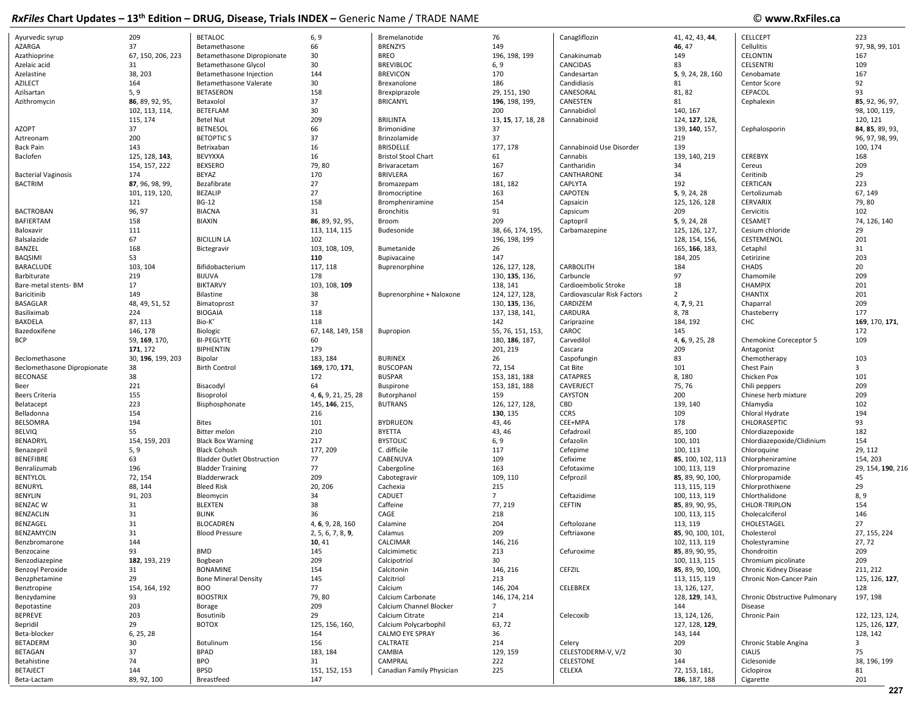# RxFiles Chart Updates – 13th Edition – DRUG, Disease, Trials INDEX – Generic Name / TRADE NAME

© www.RxFiles.ca

| Term | Pages |
|---|---|
| Ayurvedic syrup | 209 |
| AZARGA | 37 |
| Azathioprine | 67, 150, 206, 223 |
| Azelaic acid | 31 |
| Azelastine | 38, 203 |
| AZILECT | 164 |
| Azilsartan | 5, 9 |
| Azithromycin | **86**, 89, 92, 95, 102, 113, 114, 115, 174 |
| AZOPT | 37 |
| Aztreonam | 200 |
| Back Pain | 143 |
| Baclofen | 125, 128, **143**, 154, 157, 222 |
| Bacterial Vaginosis | 174 |
| BACTRIM | **87**, 96, 98, 99, 101, 119, 120, 121 |
| BACTROBAN | 96, 97 |
| BAFIERTAM | 158 |
| Baloxavir | 111 |
| Balsalazide | 67 |
| BANZEL | 168 |
| BAQSIMI | 53 |
| BARACLUDE | 103, 104 |
| Barbiturate | 219 |
| Bare-metal stents- BM | 17 |
| Baricitinib | 149 |
| BASAGLAR | 48, 49, 51, 52 |
| Basiliximab | 224 |
| BAXDELA | 87, 113 |
| Bazedoxifene | 146, 178 |
| BCP | 59, **169**, 170, **171**, 172 |
| Beclomethasone | 30, **196**, 199, 203 |
| Beclomethasone Dipropionate | 38 |
| BECONASE | 38 |
| Beer | 221 |
| Beers Criteria | 155 |
| Belatacept | 223 |
| Belladonna | 154 |
| BELSOMRA | 194 |
| BELVIQ | 55 |
| BENADRYL | 154, 159, 203 |
| Benazepril | 5, 9 |
| BENEFIBRE | 63 |
| Benralizumab | 196 |
| BENTYLOL | 72, 154 |
| BENURYL | 88, 144 |
| BENYLIN | 91, 203 |
| BENZAC W | 31 |
| BENZACLIN | 31 |
| BENZAGEL | 31 |
| BENZAMYCIN | 31 |
| Benzbromarone | 144 |
| Benzocaine | 93 |
| Benzodiazepine | **182**, 193, 219 |
| Benzoyl Peroxide | 31 |
| Benzphetamine | 29 |
| Benztropine | 154, 164, 192 |
| Benzydamine | 93 |
| Bepotastine | 203 |
| BEPREVE | 203 |
| Bepridil | 29 |
| Beta-blocker | 6, 25, 28 |
| BETADERM | 30 |
| BETAGAN | 37 |
| Betahistine | 74 |
| BETAJECT | 144 |
| Beta-Lactam | 89, 92, 100 |
| BETALOC | 6, 9 |
| Betamethasone | 66 |
| Betamethasone Dipropionate | 30 |
| Betamethasone Glycol | 30 |
| Betamethasone Injection | 144 |
| Betamethasone Valerate | 30 |
| BETASERON | 158 |
| Betaxolol | 37 |
| BETEFLAM | 30 |
| Betel Nut | 209 |
| BETNESOL | 66 |
| BETOPTIC S | 37 |
| Betrixaban | 16 |
| BEVYXXA | 16 |
| BEXSERO | 79, 80 |
| BEYAZ | 170 |
| Bezafibrate | 27 |
| BEZALIP | 27 |
| BG-12 | 158 |
| BIACNA | 31 |
| BIAXIN | **86**, 89, 92, 95, 113, 114, 115 |
| BICILLIN LA | 102 |
| Bictegravir | 103, 108, 109, **110** |
| Bifidobacterium | 117, 118 |
| BIJUVA | 178 |
| BIKTARVY | 103, 108, **109** |
| Bilastine | 38 |
| Bimatoprost | 37 |
| BIOGAIA | 118 |
| Bio-K+ | 118 |
| Biologic | 67, 148, 149, 158 |
| BI-PEGLYTE | 60 |
| BIPHENTIN | 179 |
| Bipolar | 183, 184 |
| Birth Control | **169**, 170, **171**, 172 |
| Bisacodyl | 64 |
| Bisoprolol | 4, **6**, 9, 21, 25, 28 |
| Bisphosphonate | 145, **146**, 215, 216 |
| Bites | 101 |
| Bitter melon | 210 |
| Black Box Warning | 217 |
| Black Cohosh | 177, 209 |
| Bladder Outlet Obstruction | 77 |
| Bladder Training | 77 |
| Bladderwrack | 209 |
| Bleed Risk | 20, 206 |
| Bleomycin | 34 |
| BLEXTEN | 38 |
| BLINK | 36 |
| BLOCADREN | 4, **6**, 9, 28, 160 |
| Blood Pressure | 2, 5, 6, 7, 8, **9**, **10**, 41 |
| BMD | 145 |
| Bogbean | 209 |
| BONAMINE | 154 |
| Bone Mineral Density | 145 |
| BOO | 77 |
| BOOSTRIX | 79, 80 |
| Borage | 209 |
| Bosutinib | 29 |
| BOTOX | 125, 156, 160, 164 |
| Botulinum | 156 |
| BPAD | 183, 184 |
| BPO | 31 |
| BPSD | 151, 152, 153 |
| Breastfeed | 147 |
| Bremelanotide | 76 |
| BRENZYS | 149 |
| BREO | 196, 198, 199 |
| BREVIBLOC | 6, 9 |
| BREVICON | 170 |
| Brexanolone | 186 |
| Brexpiprazole | 29, 151, 190 |
| BRICANYL | **196**, 198, 199, 200 |
| BRILINTA | 13, **15**, 17, 18, 28 |
| Brimonidine | 37 |
| Brinzolamide | 37 |
| BRISDELLE | 177, 178 |
| Bristol Stool Chart | 61 |
| Brivaracetam | 167 |
| BRIVLERA | 167 |
| Bromazepam | 181, 182 |
| Bromocriptine | 163 |
| Brompheniramine | 154 |
| Bronchitis | 91 |
| Broom | 209 |
| Budesonide | 38, 66, 174, 195, 196, 198, 199 |
| Bumetanide | 26 |
| Bupivacaine | 147 |
| Buprenorphine | 126, 127, 128, 130, **135**, 136, 138, 141 |
| Buprenorphine + Naloxone | 124, 127, 128, 130, **135**, 136, 137, 138, 141, 142 |
| Bupropion | 55, 76, 151, 153, 180, **186**, 187, 201, 219 |
| BURINEX | 26 |
| BUSCOPAN | 72, 154 |
| BUSPAR | 153, 181, 188 |
| Buspirone | 153, 181, 188 |
| Butorphanol | 159 |
| BUTRANS | 126, 127, 128, **130**, 135 |
| BYDRUEON | 43, 46 |
| BYETTA | 43, 46 |
| BYSTOLIC | 6, 9 |
| C. difficile | 117 |
| CABENUVA | 109 |
| Cabergoline | 163 |
| Cabotegravir | 109, 110 |
| Cachexia | 215 |
| CADUET | 7 |
| Caffeine | 77, 219 |
| CAGE | 218 |
| Calamine | 204 |
| Calamus | 209 |
| CALCIMAR | 146, 216 |
| Calcimimetic | 213 |
| Calcipotriol | 30 |
| Calcitonin | 146, 216 |
| Calcitriol | 213 |
| Calcium | 146, 204 |
| Calcium Carbonate | 146, 174, 214 |
| Calcium Channel Blocker | 7 |
| Calcium Citrate | 214 |
| Calcium Polycarbophil | 63, 72 |
| CALMO EYE SPRAY | 36 |
| CALTRATE | 214 |
| CAMBIA | 129, 159 |
| CAMPRAL | 222 |
| Canadian Family Physician | 225 |
| Canagliflozin | 41, 42, 43, **44**, **46**, 47 |
| Canakinumab | 149 |
| CANCIDAS | 83 |
| Candesartan | **5**, 9, 24, 28, 160 |
| Candidiasis | 81 |
| CANESORAL | 81, 82 |
| CANESTEN | 81 |
| Cannabidiol | 140, 167 |
| Cannabinoid | 124, 127, 128, 139, **140**, 157, 219 |
| Cannabinoid Use Disorder | 139 |
| Cannabis | 139, 140, 219 |
| Cantharidin | 34 |
| CANTHARONE | 34 |
| CAPLYTA | 192 |
| CAPOTEN | **5**, 9, 24, 28 |
| Capsaicin | 125, 126, 128 |
| Capsicum | 209 |
| Captopril | **5**, 9, 24, 28 |
| Carbamazepine | 125, 126, 127, 128, 154, 156, 165, **166**, 183, 184, 205 |
| CARBOLITH | 184 |
| Carbuncle | 97 |
| Cardioembolic Stroke | 18 |
| Cardiovascular Risk Factors | 2 |
| CARDIZEM | 4, **7**, 9, 21 |
| CARDURA | 8, 78 |
| Cariprazine | 184, 192 |
| CAROC | 145 |
| Carvedilol | 4, **6**, 9, 25, 28 |
| Cascara | 209 |
| Caspofungin | 83 |
| Cat Bite | 101 |
| CATAPRES | 8, 180 |
| CAVERJECT | 75, 76 |
| CAYSTON | 200 |
| CBD | 139, 140 |
| CCR5 | 109 |
| CEE+MPA | 178 |
| Cefadroxil | 85, 100 |
| Cefazolin | 100, 101 |
| Cefepime | 100, 113 |
| Cefixime | **85**, 100, 102, 113 |
| Cefotaxime | 100, 113, 119 |
| Cefprozil | **85**, 89, 90, 100, 113, 115, 119 |
| Ceftazidime | 100, 113, 119 |
| CEFTIN | **85**, 89, 90, 95, 100, 113, 115 |
| Ceftolozane | 113, 119 |
| Ceftriaxone | **85**, 90, 100, 101, 102, 113, 119 |
| Cefuroxime | **85**, 89, 90, 95, 100, 113, 115 |
| CEFZIL | **85**, 89, 90, 100, 113, 115, 119 |
| CELEBREX | 13, 126, 127, 128, **129**, 143, 144 |
| Celecoxib | 13, 124, 126, 127, 128, **129**, 143, 144 |
| Celery | 209 |
| CELESTODERM-V, V/2 | 30 |
| CELESTONE | 144 |
| CELEXA | 72, 153, 181, **186**, 187, 188 |
| CELLCEPT | 223 |
| Cellulitis | 97, 98, 99, 101 |
| CELONTIN | 167 |
| CELSENTRI | 109 |
| Cenobamate | 167 |
| Centor Score | 92 |
| CEPACOL | 93 |
| Cephalexin | **85**, 92, 96, 97, 98, 100, 119, 120, 121 |
| Cephalosporin | **84**, **85**, 89, 93, 96, 97, 98, 99, 100, 174 |
| CEREBYX | 168 |
| Cereus | 209 |
| Ceritinib | 29 |
| CERTICAN | 223 |
| Certolizumab | 67, 149 |
| CERVARIX | 79, 80 |
| Cervicitis | 102 |
| CESAMET | 74, 126, 140 |
| Cesium chloride | 29 |
| CESTEMENOL | 201 |
| Cetaphil | 31 |
| Cetirizine | 203 |
| CHADS | 20 |
| Chamomile | 209 |
| CHAMPIX | 201 |
| CHANTIX | 201 |
| Chaparral | 209 |
| Chasteberry | 177 |
| CHC | **169**, 170, **171**, 172 |
| Chemokine Coreceptor 5 Antagonist | 109 |
| Chemotherapy | 103 |
| Chest Pain | 3 |
| Chicken Pox | 101 |
| Chili peppers | 209 |
| Chinese herb mixture | 209 |
| Chlamydia | 102 |
| Chloral Hydrate | 194 |
| CHLORASEPTIC | 93 |
| Chlordiazepoxide | 182 |
| Chlordiazepoxide/Clidinium | 154 |
| Chloroquine | 29, 112 |
| Chlorpheniramine | 154, 203 |
| Chlorpromazine | 29, 154, **190**, 216 |
| Chlorpropamide | 45 |
| Chlorprothixene | 29 |
| Chlorthalidone | 8, 9 |
| CHLOR-TRIPLON | 154 |
| Cholecalciferol | 146 |
| CHOLESTAGEL | 27 |
| Cholesterol | 27, 155, 224 |
| Cholestyramine | 27, 72 |
| Chondroitin | 209 |
| Chromium picolinate | 209 |
| Chronic Kidney Disease | 211, 212 |
| Chronic Non-Cancer Pain | 125, 126, **127**, 128 |
| Chronic Obstructive Pulmonary Disease | 197, 198 |
| Chronic Pain | 122, 123, 124, 125, 126, **127**, 128, 142 |
| Chronic Stable Angina | 3 |
| CIALIS | 75 |
| Ciclesonide | 38, 196, 199 |
| Ciclopirox | 81 |
| Cigarette | 201 |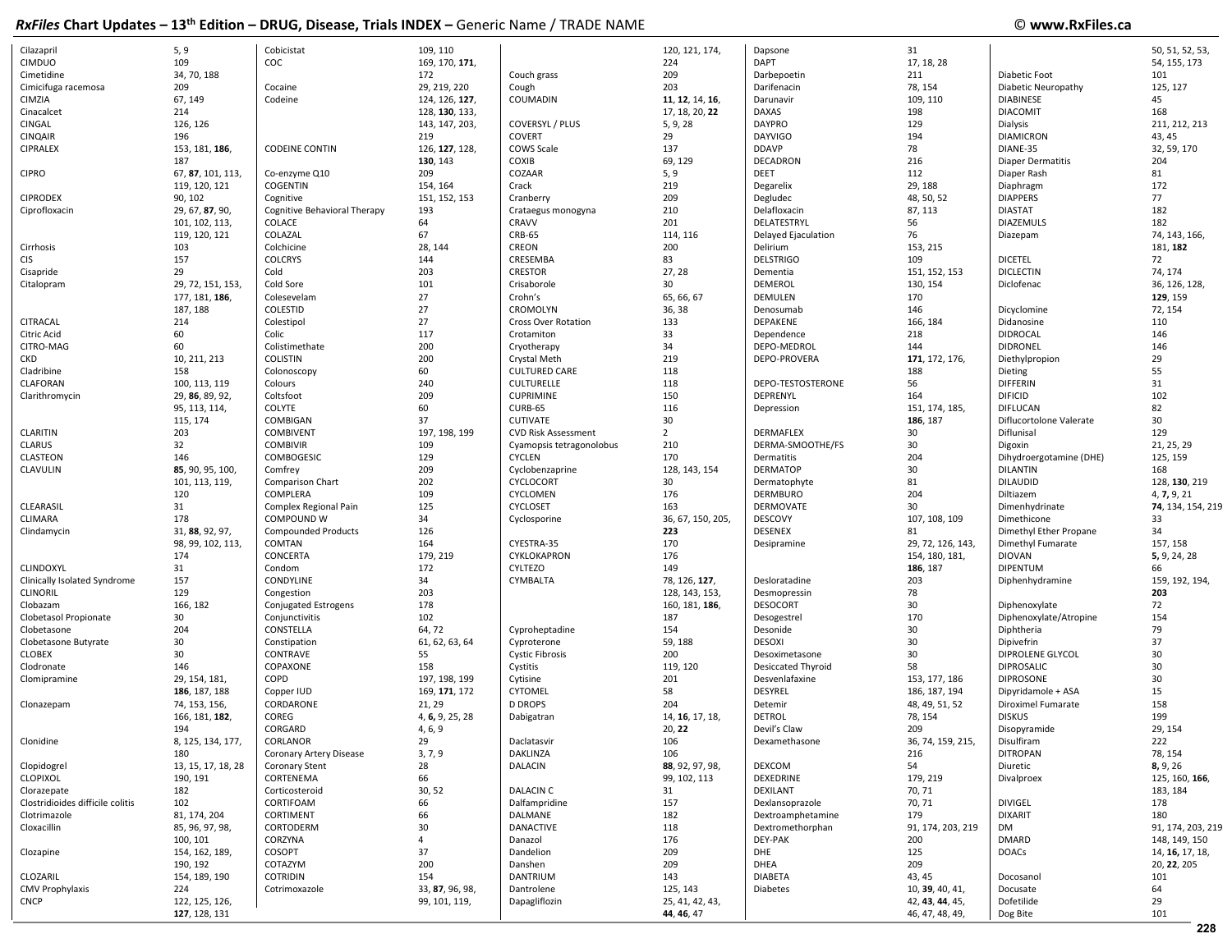## RxFiles Chart Updates – 13th Edition – DRUG, Disease, Trials INDEX – Generic Name / TRADE NAME

© www.RxFiles.ca

| Name | Pages |
|---|---|
| Cilazapril | 5, 9 |
| CIMDUO | 109 |
| Cimetidine | 34, 70, 188 |
| Cimicifuga racemosa | 209 |
| CIMZIA | 67, 149 |
| Cinacalcet | 214 |
| CINGAL | 126, 126 |
| CINQAIR | 196 |
| CIPRALEX | 153, 181, **186**, 187 |
| CIPRO | 67, **87**, 101, 113, 119, 120, 121 |
| CIPRODEX | 90, 102 |
| Ciprofloxacin | 29, 67, **87**, 90, 101, 102, 113, 119, 120, 121 |
| Cirrhosis | 103 |
| CIS | 157 |
| Cisapride | 29 |
| Citalopram | 29, 72, 151, 153, 177, 181, **186**, 187, 188 |
| CITRACAL | 214 |
| Citric Acid | 60 |
| CITRO-MAG | 60 |
| CKD | 10, 211, 213 |
| Cladribine | 158 |
| CLAFORAN | 100, 113, 119 |
| Clarithromycin | 29, **86**, 89, 92, 95, 113, 114, 115, 174 |
| CLARITIN | 203 |
| CLARUS | 32 |
| CLASTEON | 146 |
| CLAVULIN | **85**, 90, 95, 100, 101, 113, 119, 120 |
| CLEARASIL | 31 |
| CLIMARA | 178 |
| Clindamycin | 31, **88**, 92, 97, 98, 99, 102, 113, 174 |
| CLINDOXYL | 31 |
| Clinically Isolated Syndrome | 157 |
| CLINORIL | 129 |
| Clobazam | 166, 182 |
| Clobetasol Propionate | 30 |
| Clobetasone | 204 |
| Clobetasone Butyrate | 30 |
| CLOBEX | 30 |
| Clodronate | 146 |
| Clomipramine | 29, 154, 181, **186**, 187, 188 |
| Clonazepam | 74, 153, 156, 166, 181, **182**, 194 |
| Clonidine | 8, 125, 134, 177, 180 |
| Clopidogrel | 13, 15, 17, 18, 28 |
| CLOPIXOL | 190, 191 |
| Clorazepate | 182 |
| Clostridioides difficile colitis | 102 |
| Clotrimazole | 81, 174, 204 |
| Cloxacillin | 85, 96, 97, 98, 100, 101 |
| Clozapine | 154, 162, 189, 190, 192 |
| CLOZARIL | 154, 189, 190 |
| CMV Prophylaxis | 224 |
| CNCP | 122, 125, 126, **127**, 128, 131 |
| Cobicistat | 109, 110 |
| COC | 169, 170, **171**, 172 |
| Cocaine | 29, 219, 220 |
| Codeine | 124, 126, **127**, 128, **130**, 133, 143, 147, 203, 219 |
| CODEINE CONTIN | 126, **127**, 128, **130**, 143 |
| Co-enzyme Q10 | 209 |
| COGENTIN | 154, 164 |
| Cognitive | 151, 152, 153 |
| Cognitive Behavioral Therapy | 193 |
| COLACE | 64 |
| COLAZAL | 67 |
| Colchicine | 28, 144 |
| COLCRYS | 144 |
| Cold | 203 |
| Cold Sore | 101 |
| Colesevelam | 27 |
| COLESTID | 27 |
| Colestipol | 27 |
| Colic | 117 |
| Colistimethate | 200 |
| COLISTIN | 200 |
| Colonoscopy | 60 |
| Colours | 240 |
| Coltsfoot | 209 |
| COLYTE | 60 |
| COMBIGAN | 37 |
| COMBIVENT | 197, 198, 199 |
| COMBIVIR | 109 |
| COMBOGESIC | 129 |
| Comfrey | 209 |
| Comparison Chart | 202 |
| COMPLERA | 109 |
| Complex Regional Pain | 125 |
| COMPOUND W | 34 |
| Compounded Products | 126 |
| COMTAN | 164 |
| CONCERTA | 179, 219 |
| Condom | 172 |
| CONDYLINE | 34 |
| Congestion | 203 |
| Conjugated Estrogens | 178 |
| Conjunctivitis | 102 |
| CONSTELLA | 64, 72 |
| Constipation | 61, 62, 63, 64 |
| CONTRAVE | 55 |
| COPAXONE | 158 |
| COPD | 197, 198, 199 |
| Copper IUD | 169, **171**, 172 |
| CORDARONE | 21, 29 |
| COREG | 4, **6**, 9, 25, 28 |
| CORGARD | 4, 6, 9 |
| CORLANOR | 29 |
| Coronary Artery Disease | 3, 7, 9 |
| Coronary Stent | 28 |
| CORTENEMA | 66 |
| Corticosteroid | 30, 52 |
| CORTIFOAM | 66 |
| CORTIMENT | 66 |
| CORTODERM | 30 |
| CORZYNA | 4 |
| COSOPT | 37 |
| COTAZYM | 200 |
| COTRIDIN | 154 |
| Cotrimoxazole | 33, **87**, 96, 98, 99, 101, 119, 120, 121, 174, 224 |
| Couch grass | 209 |
| Cough | 203 |
| COUMADIN | **11**, **12**, 14, **16**, 17, 18, 20, **22** |
| COVERSYL / PLUS | 5, 9, 28 |
| COVERT | 29 |
| COWS Scale | 137 |
| COXIB | 69, 129 |
| COZAAR | 5, 9 |
| Crack | 219 |
| Cranberry | 209 |
| Crataegus monogyna | 210 |
| CRAVV | 201 |
| CRB-65 | 114, 116 |
| CREON | 200 |
| CRESEMBA | 83 |
| CRESTOR | 27, 28 |
| Crisaborole | 30 |
| Crohn's | 65, 66, 67 |
| CROMOLYN | 36, 38 |
| Cross Over Rotation | 133 |
| Crotamiton | 33 |
| Cryotherapy | 34 |
| Crystal Meth | 219 |
| CULTURED CARE | 118 |
| CULTURELLE | 118 |
| CUPRIMINE | 150 |
| CURB-65 | 116 |
| CUTIVATE | 30 |
| CVD Risk Assessment | 2 |
| Cyamopsis tetragonolobus | 210 |
| CYCLEN | 170 |
| Cyclobenzaprine | 128, 143, 154 |
| CYCLOCORT | 30 |
| CYCLOMEN | 176 |
| CYCLOSET | 163 |
| Cyclosporine | 36, 67, 150, 205, **223** |
| CYESTRA-35 | 170 |
| CYKLOKAPRON | 176 |
| CYLTEZO | 149 |
| CYMBALTA | 78, 126, **127**, 128, 143, 153, 160, 181, **186**, 187 |
| Cyproheptadine | 154 |
| Cyproterone | 59, 188 |
| Cystic Fibrosis | 200 |
| Cystitis | 119, 120 |
| Cytisine | 201 |
| CYTOMEL | 58 |
| D DROPS | 204 |
| Dabigatran | 14, **16**, 17, 18, 20, **22** |
| Daclatasvir | 106 |
| DAKLINZA | 106 |
| DALACIN | **88**, 92, 97, 98, 99, 102, 113 |
| DALACIN C | 31 |
| Dalfampridine | 157 |
| DALMANE | 182 |
| DANACTIVE | 118 |
| Danazol | 176 |
| Dandelion | 209 |
| Danshen | 209 |
| DANTRIUM | 143 |
| Dantrolene | 125, 143 |
| Dapagliflozin | 25, 41, 42, 43, **44**, **46**, 47 |
| Dapsone | 31 |
| DAPT | 17, 18, 28 |
| Darbepoetin | 211 |
| Darifenacin | 78, 154 |
| Darunavir | 109, 110 |
| DAXAS | 198 |
| DAYPRO | 129 |
| DAYVIGO | 194 |
| DDAVP | 78 |
| DECADRON | 216 |
| DEET | 112 |
| Degarelix | 29, 188 |
| Degludec | 48, 50, 52 |
| Delafloxacin | 87, 113 |
| DELATESTRYL | 56 |
| Delayed Ejaculation | 76 |
| Delirium | 153, 215 |
| DELSTRIGO | 109 |
| Dementia | 151, 152, 153 |
| DEMEROL | 130, 154 |
| DEMULEN | 170 |
| Denosumab | 146 |
| DEPAKENE | 166, 184 |
| Dependence | 218 |
| DEPO-MEDROL | 144 |
| DEPO-PROVERA | **171**, 172, 176, 188 |
| DEPO-TESTOSTERONE | 56 |
| DEPRENYL | 164 |
| Depression | 151, 174, 185, **186**, 187 |
| DERMAFLEX | 30 |
| DERMA-SMOOTHE/FS | 30 |
| Dermatitis | 204 |
| DERMATOP | 30 |
| Dermatophyte | 81 |
| DERMBURO | 204 |
| DERMOVATE | 30 |
| DESCOVY | 107, 108, 109 |
| DESENEX | 81 |
| Desipramine | 29, 72, 126, 143, 154, 180, 181, **186**, 187 |
| Desloratadine | 203 |
| Desmopressin | 78 |
| DESOCORT | 30 |
| Desogestrel | 170 |
| Desonide | 30 |
| DESOXI | 30 |
| Desoximetasone | 30 |
| Desiccated Thyroid | 58 |
| Desvenlafaxine | 153, 177, 186 |
| DESYREL | 186, 187, 194 |
| Detemir | 48, 49, 51, 52 |
| DETROL | 78, 154 |
| Devil's Claw | 209 |
| Dexamethasone | 36, 74, 159, 215, 216 |
| DEXCOM | 54 |
| DEXEDRINE | 179, 219 |
| DEXILANT | 70, 71 |
| Dexlansoprazole | 70, 71 |
| Dextroamphetamine | 179 |
| Dextromethorphan | 91, 174, 203, 219 |
| DEY-PAK | 200 |
| DHE | 125 |
| DHEA | 209 |
| DIABETA | 43, 45 |
| Diabetes | 10, **39**, 40, 41, 42, **43**, **44**, 45, 46, 47, 48, 49, 50, 51, 52, 53, 54, 155, 173 |
| Diabetic Foot | 101 |
| Diabetic Neuropathy | 125, 127 |
| DIABINESE | 45 |
| DIACOMIT | 168 |
| Dialysis | 211, 212, 213 |
| DIAMICRON | 43, 45 |
| DIANE-35 | 32, 59, 170 |
| Diaper Dermatitis | 204 |
| Diaper Rash | 81 |
| Diaphragm | 172 |
| DIAPPERS | 77 |
| DIASTAT | 182 |
| DIAZEMULS | 182 |
| Diazepam | 74, 143, 166, 181, **182** |
| DICETEL | 72 |
| DICLECTIN | 74, 174 |
| Diclofenac | 36, 126, 128, **129**, 159 |
| Dicyclomine | 72, 154 |
| Didanosine | 110 |
| DIDROCAL | 146 |
| DIDRONEL | 146 |
| Diethylpropion | 29 |
| Dieting | 55 |
| DIFFERIN | 31 |
| DIFICID | 102 |
| DIFLUCAN | 82 |
| Diflucortolone Valerate | 30 |
| Diflunisal | 129 |
| Digoxin | 21, 25, 29 |
| Dihydroergotamine (DHE) | 125, 159 |
| DILANTIN | 168 |
| DILAUDID | 128, **130**, 219 |
| Diltiazem | 4, **7**, 9, 21 |
| Dimenhydrinate | **74**, 134, 154, 219 |
| Dimethicone | 33 |
| Dimethyl Ether Propane | 34 |
| Dimethyl Fumarate | 157, 158 |
| DIOVAN | **5**, 9, 24, 28 |
| DIPENTUM | 66 |
| Diphenhydramine | 159, 192, 194, **203** |
| Diphenoxylate | 72 |
| Diphenoxylate/Atropine | 154 |
| Diphtheria | 79 |
| Dipivefrin | 37 |
| DIPROLENE GLYCOL | 30 |
| DIPROSALIC | 30 |
| DIPROSONE | 30 |
| Dipyridamole + ASA | 15 |
| Diroximel Fumarate | 158 |
| DISKUS | 199 |
| Disopyramide | 29, 154 |
| Disulfiram | 222 |
| DITROPAN | 78, 154 |
| Diuretic | **8**, 9, 26 |
| Divalproex | 125, 160, **166**, 183, 184 |
| DIVIGEL | 178 |
| DIXARIT | 180 |
| DM | 91, 174, 203, 219 |
| DMARD | 148, 149, 150 |
| DOACs | 14, **16**, 17, 18, 20, **22**, 205 |
| Docosanol | 101 |
| Docusate | 64 |
| Dofetilide | 29 |
| Dog Bite | 101 |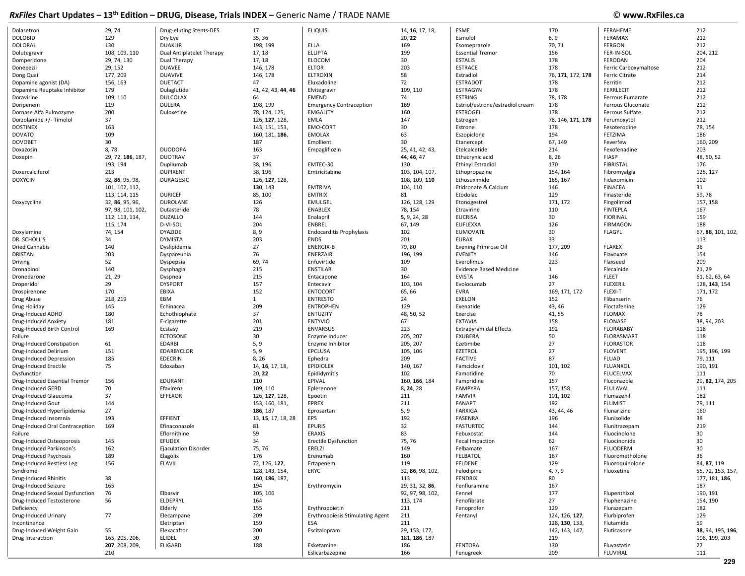# RxFiles Chart Updates – 13th Edition – DRUG, Disease, Trials INDEX – Generic Name / TRADE NAME

| Name | Pages |
|---|---|
| Dolasetron | 29, 74 |
| DOLOBID | 129 |
| DOLORAL | 130 |
| Dolutegravir | 108, 109, 110 |
| Domperidone | 29, 74, 130 |
| Donepezil | 29, 152 |
| Dong Quai | 177, 209 |
| Dopamine agonist (DA) | 156, 163 |
| Dopamine Reuptake Inhibitor | 179 |
| Doravirine | 109, 110 |
| Doripenem | 119 |
| Dornase Alfa Pulmozyme | 200 |
| Dorzolamide +/- Timolol | 37 |
| DOSTINEX | 163 |
| DOVATO | 109 |
| DOVOBET | 30 |
| Doxazosin | 8, 78 |
| Doxepin | 29, 72, **186**, 187, 193, 194 |
| Doxercalciferol | 213 |
| DOXYCIN | 32, **86**, 95, 98, 101, 102, 112, 113, 114, 115 |
| Doxycycline | 32, **86**, 95, 96, 97, 98, 101, 102, 112, 113, 114, 115, 174 |
| Doxylamine | 74, 154 |
| DR. SCHOLL'S | 34 |
| Dried Cannabis | 140 |
| DRISTAN | 203 |
| Driving | 52 |
| Dronabinol | 140 |
| Dronedarone | 21, 29 |
| Droperidol | 29 |
| Drospirenone | 170 |
| Drug Abuse | 218, 219 |
| Drug Holiday | 145 |
| Drug-Induced ADHD | 180 |
| Drug-Induced Anxiety | 181 |
| Drug-Induced Birth Control Failure | 169 |
| Drug-Induced Constipation | 61 |
| Drug-Induced Delirium | 151 |
| Drug-Induced Depression | 185 |
| Drug-Induced Erectile Dysfunction | 75 |
| Drug-Induced Essential Tremor | 156 |
| Drug-Induced GERD | 70 |
| Drug-Induced Glaucoma | 37 |
| Drug-Induced Gout | 144 |
| Drug-Induced Hyperlipidemia | 27 |
| Drug-Induced Insomnia | 193 |
| Drug-Induced Oral Contraception Failure | 169 |
| Drug-Induced Osteoporosis | 145 |
| Drug-Induced Parkinson's | 162 |
| Drug-Induced Psychosis | 189 |
| Drug-Induced Restless Leg Syndrome | 156 |
| Drug-Induced Rhinitis | 38 |
| Drug-Induced Seizure | 165 |
| Drug-Induced Sexual Dysfunction | 76 |
| Drug-Induced Testosterone Deficiency | 56 |
| Drug-Induced Urinary Incontinence | 77 |
| Drug-Induced Weight Gain | 55 |
| Drug Interaction | 165, 205, 206, **207**, 208, 209, 210 |
| Drug-eluting Stents-DES | 17 |
| Dry Eye | 35, 36 |
| DUAKLIR | 198, 199 |
| Dual Antiplatelet Therapy | 17, 18 |
| Dual Therapy | 17, 18 |
| DUAVEE | 146, 178 |
| DUAVIVE | 146, 178 |
| DUETACT | 47 |
| Dulaglutide | 41, 42, 43, **44**, **46** |
| DULCOLAX | 64 |
| DULERA | 198, 199 |
| Duloxetine | 78, 124, 125, 126, **127**, 128, 143, 151, 153, 160, 181, **186**, 187 |
| DUODOPA | 163 |
| DUOTRAV | 37 |
| Dupilumab | 38, 196 |
| DUPIXENT | 38, 196 |
| DURAGESIC | 126, **127**, 128, **130**, 143 |
| DURICEF | 85, 100 |
| DUROLANE | 126 |
| Dutasteride | 78 |
| DUZALLO | 144 |
| D-VI-SOL | 204 |
| DYAZIDE | 8, 9 |
| DYMISTA | 203 |
| Dyslipidemia | 27 |
| Dyspareunia | 76 |
| Dyspepsia | 69, 74 |
| Dysphagia | 215 |
| Dyspnea | 215 |
| DYSPORT | 157 |
| EBIXA | 152 |
| EBM | 1 |
| Echinacea | 209 |
| Echothiophate | 37 |
| E-cigarette | 201 |
| Ecstasy | 219 |
| ECTOSONE | 30 |
| EDARBI | 5, 9 |
| EDARBYCLOR | 5, 9 |
| EDECRIN | 8, 26 |
| Edoxaban | 14, **16**, 17, 18, 20, **22** |
| EDURANT | 110 |
| Efavirenz | 109, 110 |
| EFFEXOR | 126, **127**, 128, 153, 160, 181, **186**, 187 |
| EFFIENT | 13, **15**, 17, 18, 28 |
| Efinaconazole | 81 |
| Eflornithine | 59 |
| EFUDEX | 34 |
| Ejaculation Disorder | 75, 76 |
| Elagolix | 176 |
| ELAVIL | 72, 126, **127**, 128, 143, 154, 160, **186**, 187, 194 |
| Elbasvir | 105, 106 |
| ELDEPRYL | 164 |
| Elderly | 155 |
| Elecampane | 209 |
| Eletriptan | 159 |
| Elexacaftor | 200 |
| ELIDEL | 30 |
| ELIGARD | 188 |
| ELIQUIS | 14, **16**, 17, 18, 20, **22** |
| ELLA | 169 |
| ELLIPTA | 199 |
| ELOCOM | 30 |
| ELTOR | 203 |
| ELTROXIN | 58 |
| Eluxadoline | 72 |
| Elvitegravir | 109, 110 |
| EMEND | 74 |
| Emergency Contraception | 169 |
| EMGALITY | 160 |
| EMLA | 147 |
| EMO-CORT | 30 |
| EMOLAX | 63 |
| Emollient | 30 |
| Empagliflozin | 25, 41, 42, 43, **44**, **46**, 47 |
| EMTEC-30 | 130 |
| Emtricitabine | 103, 104, 107, 108, 109, **110** |
| EMTRIVA | 104, 110 |
| EMTRIX | 81 |
| EMULGEL | 126, 128, 129 |
| ENABLEX | 78, 154 |
| Enalapril | **5**, 9, 24, 28 |
| ENBREL | 67, 149 |
| Endocarditis Prophylaxis | 102 |
| ENDS | 201 |
| ENERGIX-B | 79, 80 |
| ENERZAIR | 196, 199 |
| Enfuvirtide | 109 |
| ENSTILAR | 30 |
| Entacapone | 164 |
| Entecavir | 103, 104 |
| ENTOCORT | 65, 66 |
| ENTRESTO | 24 |
| ENTROPHEN | 129 |
| ENTUZITY | 48, 50, 52 |
| ENTYVIO | 67 |
| ENVARSUS | 223 |
| Enzyme Inducer | 205, 207 |
| Enzyme Inhibitor | 205, 207 |
| EPCLUSA | 105, 106 |
| Ephedra | 209 |
| EPIDIOLEX | 140, 167 |
| Epididymitis | 102 |
| EPIVAL | 160, **166**, 184 |
| Eplerenone | 8, **24**, 28 |
| Epoetin | 211 |
| EPREX | 211 |
| Eprosartan | 5, 9 |
| EPS | 192 |
| EPURIS | 32 |
| ERAXIS | 83 |
| Erectile Dysfunction | 75, 76 |
| ERELZI | 149 |
| Erenumab | 160 |
| Ertapenem | 119 |
| ERYC | 32, **86**, 98, 102, 113 |
| Erythromycin | 29, 31, 32, **86**, 92, 97, 98, 102, 113, 174 |
| Erythropoietin | 211 |
| Erythropoiesis Stimulating Agent | 211 |
| ESA | 211 |
| Escitalopram | 29, 153, 177, 181, **186**, 187 |
| Esketamine | 186 |
| Eslicarbazepine | 166 |
| ESME | 170 |
| Esmolol | 6, 9 |
| Esomeprazole | 70, 71 |
| Essential Tremor | 156 |
| ESTALIS | 178 |
| ESTRACE | 178 |
| Estradiol | 76, **171**, 172, **178** |
| ESTRADOT | 178 |
| ESTRAGYN | 178 |
| ESTRING | 78, 178 |
| Estriol/estrone/estradiol cream | 178 |
| ESTROGEL | 178 |
| Estrogen | 78, 146, **171**, **178** |
| Estrone | 178 |
| Eszopiclone | 194 |
| Etanercept | 67, 149 |
| Etelcalcetide | 214 |
| Ethacrynic acid | 8, 26 |
| Ethinyl Estradiol | 170 |
| Ethopropazine | 154, 164 |
| Ethosuximide | 165, 167 |
| Etidronate & Calcium | 146 |
| Etodolac | 129 |
| Etonogestrel | 171, 172 |
| Etravirine | 110 |
| EUCRISA | 30 |
| EUFLEXXA | 126 |
| EUMOVATE | 30 |
| EURAX | 33 |
| Evening Primrose Oil | 177, 209 |
| EVENITY | 146 |
| Everolimus | 223 |
| Evidence Based Medicine | 1 |
| EVISTA | 146 |
| Evolocumab | 27 |
| EVRA | 169, 171, 172 |
| EXELON | 152 |
| Exenatide | 43, 46 |
| Exercise | 41, 55 |
| EXTAVIA | 158 |
| Extrapyramidal Effects | 192 |
| EXUBERA | 50 |
| Ezetimibe | 27 |
| EZETROL | 27 |
| FACTIVE | 87 |
| Famciclovir | 101, 102 |
| Famotidine | 70 |
| Fampridine | 157 |
| FAMPYRA | 157, 158 |
| FAMVIR | 101, 102 |
| FANAPT | 192 |
| FARXIGA | 43, 44, 46 |
| FASENRA | 196 |
| FASTURTEC | 144 |
| Febuxostat | 144 |
| Fecal Impaction | 62 |
| Felbamate | 167 |
| FELBATOL | 167 |
| FELDENE | 129 |
| Felodipine | 4, 7, 9 |
| FENDRIX | 80 |
| Fenfluramine | 167 |
| Fennel | 177 |
| Fenofibrate | 27 |
| Fenoprofen | 129 |
| Fentanyl | 124, 126, **127**, 128, **130**, 133, 142, 143, 147, 219 |
| FENTORA | 130 |
| Fenugreek | 209 |
| FERAHEME | 212 |
| FERAMAX | 212 |
| FERGON | 212 |
| FER-IN-SOL | 204, 212 |
| FERODAN | 204 |
| Ferric Carboxymaltose | 212 |
| Ferric Citrate | 214 |
| Ferritin | 212 |
| FERRLECIT | 212 |
| Ferrous Fumarate | 212 |
| Ferrous Gluconate | 212 |
| Ferrous Sulfate | 212 |
| Ferumoxytol | 212 |
| Fesoterodine | 78, 154 |
| FETZIMA | 186 |
| Feverfew | 160, 209 |
| Fexofenadine | 203 |
| FIASP | 48, 50, 52 |
| FIBRISTAL | 176 |
| Fibromyalgia | 125, 127 |
| Fidaxomicin | 102 |
| FINACEA | 31 |
| Finasteride | 59, 78 |
| Fingolimod | 157, 158 |
| FINTEPLA | 167 |
| FIORINAL | 159 |
| FIRMAGON | 188 |
| FLAGYL | 67, **88**, 101, 102, 113 |
| FLAREX | 36 |
| Flavoxate | 154 |
| Flaxseed | 209 |
| Flecainide | 21, 29 |
| FLEET | 61, 62, 63, 64 |
| FLEXERIL | 128, **143**, 154 |
| FLEXI-T | 171, 172 |
| Flibanserin | 76 |
| Floctafenine | 129 |
| FLOMAX | 78 |
| FLONASE | 38, 94, 203 |
| FLORABABY | 118 |
| FLORASMART | 118 |
| FLORASTOR | 118 |
| FLOVENT | 195, 196, 199 |
| FLUAD | 79, 111 |
| FLUANXOL | 190, 191 |
| FLUCELVAX | 111 |
| Fluconazole | 29, **82**, 174, 205 |
| FLULAVAL | 111 |
| Flumazenil | 182 |
| FLUMIST | 79, 111 |
| Flunarizine | 160 |
| Flunisolide | 38 |
| Flunitrazepam | 219 |
| Fluocinolone | 30 |
| Fluocinonide | 30 |
| FLUODERM | 30 |
| Fluorometholone | 36 |
| Fluoroquinolone | 84, **87**, 119 |
| Fluoxetine | 55, 72, 153, 157, 177, 181, **186**, 187 |
| Flupenthixol | 190, 191 |
| Fluphenazine | 154, 190 |
| Flurazepam | 182 |
| Flurbiprofen | 129 |
| Flutamide | 59 |
| Fluticasone | **38**, 94, 195, **196**, 198, 199, 203 |
| Fluvastatin | 27 |
| FLUVIRAL | 111 |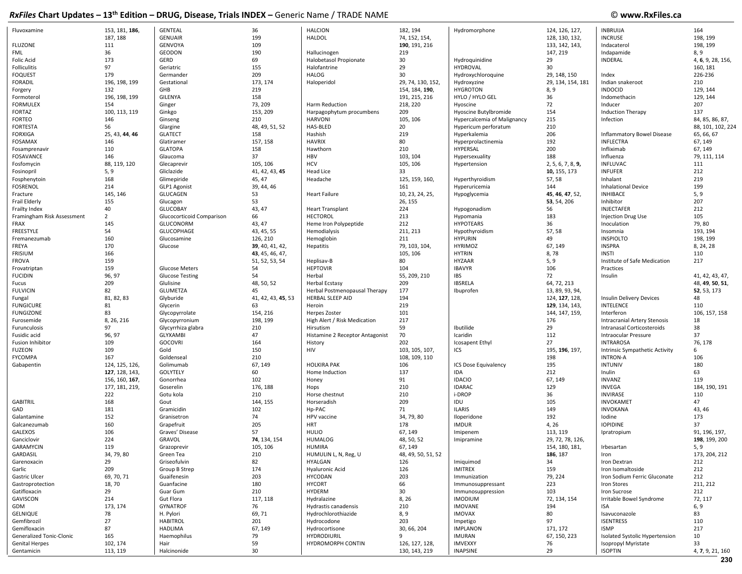## *RxFiles* Chart Updates – 13th Edition – DRUG, Disease, Trials INDEX – Generic Name / TRADE NAME

© www.RxFiles.ca

| Term | Pages |
|---|---|
| Fluvoxamine | 153, 181, **186**, 187, 188 |
| FLUZONE | 111 |
| FML | 36 |
| Folic Acid | 173 |
| Folliculitis | 97 |
| FOQUEST | 179 |
| FORADIL | 196, 198, 199 |
| Forgery | 132 |
| Formoterol | 196, 198, 199 |
| FORMULEX | 154 |
| FORTAZ | 100, 113, 119 |
| FORTEO | 146 |
| FORTESTA | 56 |
| FORXIGA | 25, 43, **44**, **46** |
| FOSAMAX | 146 |
| Fosamprenavir | 110 |
| FOSAVANCE | 146 |
| Fosfomycin | 88, 119, 120 |
| Fosinopril | 5, 9 |
| Fosphenytoin | 168 |
| FOSRENOL | 214 |
| Fracture | 145, 146 |
| Frail Elderly | 155 |
| Frailty Index | 40 |
| Framingham Risk Assessment | 2 |
| FRAX | 145 |
| FREESTYLE | 54 |
| Fremanezumab | 160 |
| FREYA | 170 |
| FRISIUM | 166 |
| FROVA | 159 |
| Frovatriptan | 159 |
| FUCIDIN | 96, 97 |
| Fucus | 209 |
| FULVICIN | 82 |
| Fungal | 81, 82, 83 |
| FUNGICURE | 81 |
| FUNGIZONE | 83 |
| Furosemide | 8, 26, 216 |
| Furunculosis | 97 |
| Fusidic acid | 96, 97 |
| Fusion Inhibitor | 109 |
| FUZEON | 109 |
| FYCOMPA | 167 |
| Gabapentin | 124, 125, 126, **127**, 128, 143, 156, 160, **167**, 177, 181, 219, 222 |
| GABITRIL | 168 |
| GAD | 181 |
| Galantamine | 152 |
| Galcanezumab | 160 |
| GALEXOS | 106 |
| Ganciclovir | 224 |
| GARAMYCIN | 119 |
| GARDASIL | 34, 79, 80 |
| Garenoxacin | 29 |
| Garlic | 209 |
| Gastric Ulcer | 69, 70, 71 |
| Gastroprotection | 18, 70 |
| Gatifloxacin | 29 |
| GAVISCON | 214 |
| GDM | 173, 174 |
| GELNIQUE | 78 |
| Gemfibrozil | 27 |
| Gemifloxacin | 87 |
| Generalized Tonic-Clonic | 165 |
| Genital Herpes | 102, 174 |
| Gentamicin | 113, 119 |
| GENTEAL | 36 |
| GENUAIR | 199 |
| GENVOYA | 109 |
| GEODON | 190 |
| GERD | 69 |
| Geriatric | 155 |
| Germander | 209 |
| Gestational | 173, 174 |
| GHB | 219 |
| GILENYA | 158 |
| Ginger | 73, 209 |
| Ginkgo | 153, 209 |
| Ginseng | 210 |
| Glargine | 48, 49, 51, 52 |
| GLATECT | 158 |
| Glatiramer | 157, 158 |
| GLATOPA | 158 |
| Glaucoma | 37 |
| Glecaprevir | 105, 106 |
| Gliclazide | 41, 42, 43, **45** |
| Glimepiride | 45, 47 |
| GLP1 Agonist | 39, 44, 46 |
| GLUCAGEN | 53 |
| Glucagon | 53 |
| GLUCOBAY | 43, 47 |
| Glucocorticoid Comparison | 66 |
| GLUCONORM | 43, 47 |
| GLUCOPHAGE | 43, 45, 55 |
| Glucosamine | 126, 210 |
| Glucose | **39**, 40, 41, 42, **43**, 45, 46, 47, 51, 52, 53, 54 |
| Glucose Meters | 54 |
| Glucose Testing | 54 |
| Glulisine | 48, 50, 52 |
| GLUMETZA | 45 |
| Glyburide | 41, 42, 43, **45**, 53 |
| Glycerin | 63 |
| Glycopyrrolate | 154, 216 |
| Glycopyrronium | 198, 199 |
| Glycyrrhiza glabra | 210 |
| GLYXAMBI | 47 |
| GOCOVRI | 164 |
| Gold | 150 |
| Goldenseal | 210 |
| Golimumab | 67, 149 |
| GOLYTELY | 60 |
| Gonorrhea | 102 |
| Goserelin | 176, 188 |
| Gotu kola | 210 |
| Gout | 144, 155 |
| Gramicidin | 102 |
| Granisetron | 74 |
| Grapefruit | 205 |
| Graves' Disease | 57 |
| GRAVOL | **74**, 134, 154 |
| Grazoprevir | 105, 106 |
| Green Tea | 210 |
| Griseofulvin | 82 |
| Group B Strep | 174 |
| Guaifenesin | 203 |
| Guanfacine | 180 |
| Guar Gum | 210 |
| Gut Flora | 117, 118 |
| GYNATROF | 76 |
| H. Pylori | 69, 71 |
| HABITROL | 201 |
| HADLIMA | 67, 149 |
| Haemophilus | 79 |
| Hair | 59 |
| Halcinonide | 30 |
| HALCION | 182, 194 |
| HALDOL | 74, 152, 154, **190**, 191, 216 |
| Hallucinogen | 219 |
| Halobetasol Propionate | 30 |
| Halofantrine | 29 |
| HALOG | 30 |
| Haloperidol | 29, 74, 130, 152, 154, 184, **190**, 191, 215, 216 |
| Harm Reduction | 218, 220 |
| Harpagophytum procumbens | 209 |
| HARVONI | 105, 106 |
| HAS-BLED | 20 |
| Hashish | 219 |
| HAVRIX | 80 |
| Hawthorn | 210 |
| HBV | 103, 104 |
| HCV | 105, 106 |
| Head Lice | 33 |
| Headache | 125, 159, 160, 161 |
| Heart Failure | 10, 23, 24, 25, 26, 155 |
| Heart Transplant | 224 |
| HECTOROL | 213 |
| Heme Iron Polypeptide | 212 |
| Hemodialysis | 211, 213 |
| Hemoglobin | 211 |
| Hepatitis | 79, 103, 104, 105, 106 |
| Heplisav-B | 80 |
| HEPTOVIR | 104 |
| Herbal | 55, 209, 210 |
| Herbal Ecstasy | 209 |
| Herbal Postmenopausal Therapy | 177 |
| HERBAL SLEEP AID | 194 |
| Heroin | 219 |
| Herpes Zoster | 101 |
| High Alert / Risk Medication | 217 |
| Hirsutism | 59 |
| Histamine 2 Receptor Antagonist | 70 |
| History | 202 |
| HIV | 103, 105, 107, 108, 109, 110 |
| HOLKIRA PAK | 106 |
| Home Induction | 137 |
| Honey | 91 |
| Hops | 210 |
| Horse chestnut | 210 |
| Horseradish | 209 |
| Hp-PAC | 71 |
| HPV vaccine | 34, 79, 80 |
| HRT | 178 |
| HULIO | 67, 149 |
| HUMALOG | 48, 50, 52 |
| HUMIRA | 67, 149 |
| HUMULIN L, N, Reg, U | 48, 49, 50, 51, 52 |
| HYALGAN | 126 |
| Hyaluronic Acid | 126 |
| HYCODAN | 203 |
| HYCORT | 66 |
| HYDERM | 30 |
| Hydralazine | 8, 26 |
| Hydrastis canadensis | 210 |
| Hydrochlorothiazide | 8, 9 |
| Hydrocodone | 203 |
| Hydrocortisone | 30, 66, 204 |
| HYDRODIURIL | 9 |
| HYDROMORPH CONTIN | 126, 127, 128, 130, 143, 219 |
| Hydromorphone | 124, 126, 127, 128, 130, 132, 133, 142, 143, 147, 219 |
| Hydroquinidine | 29 |
| HYDROVAL | 30 |
| Hydroxychloroquine | 29, 148, 150 |
| Hydroxyzine | 29, 134, 154, 181 |
| HYGROTON | 8, 9 |
| HYLO / HYLO GEL | 36 |
| Hyoscine | 72 |
| Hyoscine Butylbromide | 154 |
| Hypercalcemia of Malignancy | 215 |
| Hypericum perforatum | 210 |
| Hyperkalemia | 206 |
| Hyperprolactinemia | 192 |
| HYPERSAL | 200 |
| Hypersexuality | 188 |
| Hypertension | 2, 5, 6, 7, 8, **9**, **10**, 155, 173 |
| Hyperthyroidism | 57, 58 |
| Hyperuricemia | 144 |
| Hypoglycemia | **45**, **46**, **47**, 52, **53**, 54, 206 |
| Hypogonadism | 56 |
| Hypomania | 183 |
| HYPOTEARS | 36 |
| Hypothyroidism | 57, 58 |
| HYPURIN | 49 |
| HYRIMOZ | 67, 149 |
| HYTRIN | 8, 78 |
| HYZAAR | 5, 9 |
| IBAVYR | 106 |
| IBS | 72 |
| IBSRELA | 64, 72, 213 |
| Ibuprofen | 13, 89, 93, 94, 124, **127**, 128, **129**, 134, 143, 144, 147, 159, 176 |
| Ibutilide | 29 |
| Icaridin | 112 |
| Icosapent Ethyl | 27 |
| ICS | 195, **196**, 197, 198 |
| ICS Dose Equivalency | 195 |
| IDA | 212 |
| IDACIO | 67, 149 |
| IDARAC | 129 |
| i-DROP | 36 |
| IDU | 105 |
| ILARIS | 149 |
| Iloperidone | 192 |
| IMDUR | 4, 26 |
| Imipenem | 113, 119 |
| Imipramine | 29, 72, 78, 126, 154, 180, 181, **186**, 187 |
| Imiquimod | 34 |
| IMITREX | 159 |
| Immunization | 79, 224 |
| Immunosuppressant | 223 |
| Immunosuppression | 103 |
| IMODIUM | 72, 134, 154 |
| IMOVANE | 194 |
| IMOVAX | 80 |
| Impetigo | 97 |
| IMPLANON | 171, 172 |
| IMURAN | 67, 150, 223 |
| IMVEXXY | 76 |
| INAPSINE | 29 |
| INBRIJA | 164 |
| INCRUSE | 198, 199 |
| Indacaterol | 198, 199 |
| Indapamide | 8, 9 |
| INDERAL | 4, **6**, 9, 28, 156, 160, 181 |
| Index | 226-236 |
| Indian snakeroot | 210 |
| INDOCID | 129, 144 |
| Indomethacin | 129, 144 |
| Inducer | 207 |
| Induction Therapy | 137 |
| Infection | 84, 85, 86, 87, 88, 101, 102, 224 |
| Inflammatory Bowel Disease | 65, 66, 67 |
| INFLECTRA | 67, 149 |
| Infliximab | 67, 149 |
| Influenza | 79, 111, 114 |
| INFLUVAC | 111 |
| INFUFER | 212 |
| Inhalant | 219 |
| Inhalational Device | 199 |
| INHIBACE | 5, 9 |
| Inhibitor | 207 |
| INJECTAFER | 212 |
| Injection Drug Use | 105 |
| Inoculation | 79, 80 |
| Insomnia | 193, 194 |
| INSPIOLTO | 198, 199 |
| INSPRA | 8, 24, 28 |
| INSTI | 110 |
| Institute of Safe Medication Practices | 217 |
| Insulin | 41, 42, 43, 47, 48, **49**, **50**, **51**, **52**, 53, 173 |
| Insulin Delivery Devices | 48 |
| INTELENCE | 110 |
| Interferon | 106, 157, 158 |
| Intracranial Artery Stenosis | 18 |
| Intranasal Corticosteroids | 38 |
| Intraocular Pressure | 37 |
| INTRAROSA | 76, 178 |
| Intrinsic Sympathetic Activity | 6 |
| INTRON-A | 106 |
| INTUNIV | 180 |
| Inulin | 63 |
| INVANZ | 119 |
| INVEGA | 184, 190, 191 |
| INVIRASE | 110 |
| INVOKAMET | 47 |
| INVOKANA | 43, 46 |
| Iodine | 173 |
| IOPIDINE | 37 |
| Ipratropium | 91, 196, 197, **198**, 199, 200 |
| Irbesartan | 5, 9 |
| Iron | 173, 204, 212 |
| Iron Dextran | 212 |
| Iron Isomaltoside | 212 |
| Iron Sodium Ferric Gluconate | 212 |
| Iron Stores | 211, 212 |
| Iron Sucrose | 212 |
| Irritable Bowel Syndrome | 72, 117 |
| ISA | 6, 9 |
| Isavuconazole | 83 |
| ISENTRESS | 110 |
| ISMP | 217 |
| Isolated Systolic Hypertension | 10 |
| Isopropyl Myristate | 33 |
| ISOPTIN | 4, **7**, 9, 21, 160 |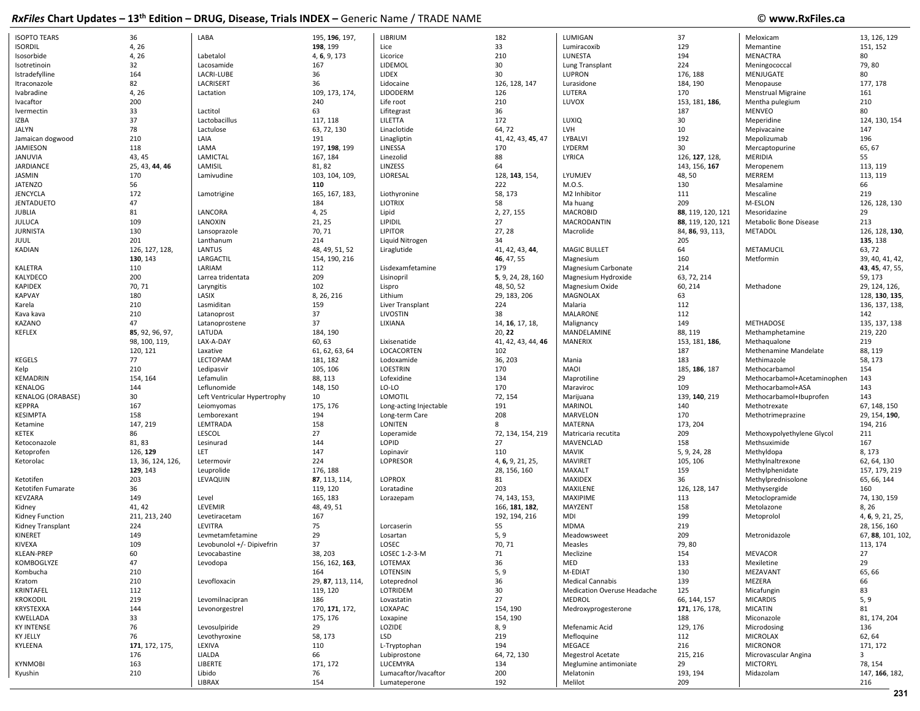# *RxFiles* Chart Updates – 13th Edition – DRUG, Disease, Trials INDEX – Generic Name / TRADE NAME

| Term | Pages |
|---|---|
| ISOPTO TEARS | 36 |
| ISORDIL | 4, 26 |
| Isosorbide | 4, 26 |
| Isotretinoin | 32 |
| Istradefylline | 164 |
| Itraconazole | 82 |
| Ivabradine | 4, 26 |
| Ivacaftor | 200 |
| Ivermectin | 33 |
| IZBA | 37 |
| JALYN | 78 |
| Jamaican dogwood | 210 |
| JAMIESON | 118 |
| JANUVIA | 43, 45 |
| JARDIANCE | 25, 43, **44**, **46** |
| JASMIN | 170 |
| JATENZO | 56 |
| JENCYCLA | 172 |
| JENTADUETO | 47 |
| JUBLIA | 81 |
| JULUCA | 109 |
| JURNISTA | 130 |
| JUUL | 201 |
| KADIAN | 126, 127, 128, **130**, 143 |
| KALETRA | 110 |
| KALYDECO | 200 |
| KAPIDEX | 70, 71 |
| KAPVAY | 180 |
| Karela | 210 |
| Kava kava | 210 |
| KAZANO | 47 |
| KEFLEX | **85**, 92, 96, 97, 98, 100, 119, 120, 121 |
| KEGELS | 77 |
| Kelp | 210 |
| KEMADRIN | 154, 164 |
| KENALOG | 144 |
| KENALOG (ORABASE) | 30 |
| KEPPRA | 167 |
| KESIMPTA | 158 |
| Ketamine | 147, 219 |
| KETEK | 86 |
| Ketoconazole | 81, 83 |
| Ketoprofen | 126, **129** |
| Ketorolac | 13, 36, 124, 126, **129**, 143 |
| Ketotifen | 203 |
| Ketotifen Fumarate | 36 |
| KEVZARA | 149 |
| Kidney | 41, 42 |
| Kidney Function | 211, 213, 240 |
| Kidney Transplant | 224 |
| KINERET | 149 |
| KIVEXA | 109 |
| KLEAN-PREP | 60 |
| KOMBOGLYZE | 47 |
| Kombucha | 210 |
| Kratom | 210 |
| KRINTAFEL | 112 |
| KROKODIL | 219 |
| KRYSTEXXA | 144 |
| KWELLADA | 33 |
| KY INTENSE | 76 |
| KY JELLY | 76 |
| KYLEENA | **171**, 172, 175, 176 |
| KYNMOBI | 163 |
| Kyushin | 210 |
| LABA | 195, **196**, 197, **198**, 199 |
| Labetalol | 4, **6**, 9, 173 |
| Lacosamide | 167 |
| LACRI-LUBE | 36 |
| LACRISERT | 36 |
| Lactation | 109, 173, 174, 240 |
| Lactitol | 63 |
| Lactobacillus | 117, 118 |
| Lactulose | 63, 72, 130 |
| LAIA | 191 |
| LAMA | 197, **198**, 199 |
| LAMICTAL | 167, 184 |
| LAMISIL | 81, 82 |
| Lamivudine | 103, 104, 109, **110** |
| Lamotrigine | 165, 167, 183, 184 |
| LANCORA | 4, 25 |
| LANOXIN | 21, 25 |
| Lansoprazole | 70, 71 |
| Lanthanum | 214 |
| LANTUS | 48, 49, 51, 52 |
| LARGACTIL | 154, 190, 216 |
| LARIAM | 112 |
| Larrea tridentata | 209 |
| Laryngitis | 102 |
| LASIX | 8, 26, 216 |
| Lasmiditan | 159 |
| Latanoprost | 37 |
| Latanoprostene | 37 |
| LATUDA | 184, 190 |
| LAX-A-DAY | 60, 63 |
| Laxative | 61, 62, 63, 64 |
| LECTOPAM | 181, 182 |
| Ledipasvir | 105, 106 |
| Lefamulin | 88, 113 |
| Leflunomide | 148, 150 |
| Left Ventricular Hypertrophy | 10 |
| Leiomyomas | 175, 176 |
| Lemborexant | 194 |
| LEMTRADA | 158 |
| LESCOL | 27 |
| Lesinurad | 144 |
| LET | 147 |
| Letermovir | 224 |
| Leuprolide | 176, 188 |
| LEVAQUIN | **87**, 113, 114, 119, 120 |
| Level | 165, 183 |
| LEVEMIR | 48, 49, 51 |
| Levetiracetam | 167 |
| LEVITRA | 75 |
| Levmetamfetamine | 29 |
| Levobunolol +/- Dipivefrin | 37 |
| Levocabastine | 38, 203 |
| Levodopa | 156, 162, **163**, 164 |
| Levofloxacin | 29, **87**, 113, 114, 119, 120 |
| Levomilnacipran | 186 |
| Levonorgestrel | 170, **171**, 172, 175, 176 |
| Levosulpiride | 29 |
| Levothyroxine | 58, 173 |
| LEXIVA | 110 |
| LIALDA | 66 |
| LIBERTE | 171, 172 |
| Libido | 76 |
| LIBRAX | 154 |
| LIBRIUM | 182 |
| Lice | 33 |
| Licorice | 210 |
| LIDEMOL | 30 |
| LIDEX | 30 |
| Lidocaine | 126, 128, 147 |
| LIDODERM | 126 |
| Life root | 210 |
| Lifitegrast | 36 |
| LILETTA | 172 |
| Linaclotide | 64, 72 |
| Linagliptin | 41, 42, 43, **45**, 47 |
| LINESSA | 170 |
| Linezolid | 88 |
| LINZESS | 64 |
| LIORESAL | 128, **143**, 154, 222 |
| Liothyronine | 58, 173 |
| LIOTRIX | 58 |
| Lipid | 2, 27, 155 |
| LIPIDIL | 27 |
| LIPITOR | 27, 28 |
| Liquid Nitrogen | 34 |
| Liraglutide | 41, 42, 43, **44**, **46**, 47, 55 |
| Lisdexamfetamine | 179 |
| Lisinopril | **5**, 9, 24, 28, 160 |
| Lispro | 48, 50, 52 |
| Lithium | 29, 183, 206 |
| Liver Transplant | 224 |
| LIVOSTIN | 38 |
| LIXIANA | 14, **16**, 17, 18, 20, **22** |
| Lixisenatide | 41, 42, 43, 44, **46** |
| LOCACORTEN | 102 |
| Lodoxamide | 36, 203 |
| LOESTRIN | 170 |
| Lofexidine | 134 |
| LO-LO | 170 |
| LOMOTIL | 72, 154 |
| Long-acting Injectable | 191 |
| Long-term Care | 208 |
| LONITEN | 8 |
| Loperamide | 72, 134, 154, 219 |
| LOPID | 27 |
| Lopinavir | 110 |
| LOPRESOR | 4, **6**, 9, 21, 25, 28, 156, 160 |
| LOPROX | 81 |
| Loratadine | 203 |
| Lorazepam | 74, 143, 153, 166, **181**, **182**, 192, 194, 216 |
| Lorcaserin | 55 |
| Losartan | 5, 9 |
| LOSEC | 70, 71 |
| LOSEC 1-2-3-M | 71 |
| LOTEMAX | 36 |
| LOTENSIN | 5, 9 |
| Loteprednol | 36 |
| LOTRIDEM | 30 |
| Lovastatin | 27 |
| LOXAPAC | 154, 190 |
| Loxapine | 154, 190 |
| LOZIDE | 8, 9 |
| LSD | 219 |
| L-Tryptophan | 194 |
| Lubiprostone | 64, 72, 130 |
| LUCEMYRA | 134 |
| Lumacaftor/Ivacaftor | 200 |
| Lumateperone | 192 |
| LUMIGAN | 37 |
| Lumiracoxib | 129 |
| LUNESTA | 194 |
| Lung Transplant | 224 |
| LUPRON | 176, 188 |
| Lurasidone | 184, 190 |
| LUTERA | 170 |
| LUVOX | 153, 181, **186**, 187 |
| LUXIQ | 30 |
| LVH | 10 |
| LYBALVI | 192 |
| LYDERM | 30 |
| LYRICA | 126, **127**, 128, 143, 156, **167** |
| LYUMJEV | 48, 50 |
| M.O.S. | 130 |
| M2 Inhibitor | 111 |
| Ma huang | 209 |
| MACROBID | **88**, 119, 120, 121 |
| MACRODANTIN | **88**, 119, 120, 121 |
| Macrolide | 84, **86**, 93, 113, 205 |
| MAGIC BULLET | 64 |
| Magnesium | 160 |
| Magnesium Carbonate | 214 |
| Magnesium Hydroxide | 63, 72, 214 |
| Magnesium Oxide | 60, 214 |
| MAGNOLAX | 63 |
| Malaria | 112 |
| MALARONE | 112 |
| Malignancy | 149 |
| MANDELAMINE | 88, 119 |
| MANERIX | 153, 181, **186**, 187 |
| Mania | 183 |
| MAOI | 185, **186**, 187 |
| Maprotiline | 29 |
| Maraviroc | 109 |
| Marijuana | 139, **140**, 219 |
| MARINOL | 140 |
| MARVELON | 170 |
| MATERNA | 173, 204 |
| Matricaria recutita | 209 |
| MAVENCLAD | 158 |
| MAVIK | 5, 9, 24, 28 |
| MAVIRET | 105, 106 |
| MAXALT | 159 |
| MAXIDEX | 36 |
| MAXILENE | 126, 128, 147 |
| MAXIPIME | 113 |
| MAYZENT | 158 |
| MDI | 199 |
| MDMA | 219 |
| Meadowsweet | 209 |
| Measles | 79, 80 |
| Meclizine | 154 |
| MED | 133 |
| M-EDIAT | 130 |
| Medical Cannabis | 139 |
| Medication Overuse Headache | 125 |
| MEDROL | 66, 144, 157 |
| Medroxyprogesterone | **171**, 176, 178, 188 |
| Mefenamic Acid | 129, 176 |
| Mefloquine | 112 |
| MEGACE | 216 |
| Megestrol Acetate | 215, 216 |
| Meglumine antimoniate | 29 |
| Melatonin | 193, 194 |
| Melilot | 209 |
| Meloxicam | 13, 126, 129 |
| Memantine | 151, 152 |
| MENACTRA | 80 |
| Meningococcal | 79, 80 |
| MENJUGATE | 80 |
| Menopause | 177, 178 |
| Menstrual Migraine | 161 |
| Mentha pulegium | 210 |
| MENVEO | 80 |
| Meperidine | 124, 130, 154 |
| Mepivacaine | 147 |
| Mepolizumab | 196 |
| Mercaptopurine | 65, 67 |
| MERIDIA | 55 |
| Meropenem | 113, 119 |
| MERREM | 113, 119 |
| Mesalamine | 66 |
| Mescaline | 219 |
| M-ESLON | 126, 128, 130 |
| Mesoridazine | 29 |
| Metabolic Bone Disease | 213 |
| METADOL | 126, 128, **130**, **135**, 138 |
| METAMUCIL | 63, 72 |
| Metformin | 39, 40, 41, 42, **43**, **45**, 47, 55, 59, 173 |
| Methadone | 29, 124, 126, 128, **130**, **135**, 136, 137, 138, 142 |
| METHADOSE | 135, 137, 138 |
| Methamphetamine | 219, 220 |
| Methaqualone | 219 |
| Methenamine Mandelate | 88, 119 |
| Methimazole | 58, 173 |
| Methocarbamol | 154 |
| Methocarbamol+Acetaminophen | 143 |
| Methocarbamol+ASA | 143 |
| Methocarbamol+Ibuprofen | 143 |
| Methotrexate | 67, 148, 150 |
| Methotrimeprazine | 29, 154, **190**, 194, 216 |
| Methoxypolyethylene Glycol | 211 |
| Methsuximide | 167 |
| Methyldopa | 8, 173 |
| Methylnaltrexone | 62, 64, 130 |
| Methylphenidate | 157, 179, 219 |
| Methylprednisolone | 65, 66, 144 |
| Methysergide | 160 |
| Metoclopramide | 74, 130, 159 |
| Metolazone | 8, 26 |
| Metoprolol | 4, **6**, 9, 21, 25, 28, 156, 160 |
| Metronidazole | 67, **88**, 101, 102, 113, 174 |
| MEVACOR | 27 |
| Mexiletine | 29 |
| MEZAVANT | 65, 66 |
| MEZERA | 66 |
| Micafungin | 83 |
| MICARDIS | 5, 9 |
| MICATIN | 81 |
| Miconazole | 81, 174, 204 |
| Microdosing | 136 |
| MICROLAX | 62, 64 |
| MICRONOR | 171, 172 |
| Microvascular Angina | 3 |
| MICTORYL | 78, 154 |
| Midazolam | 147, **166**, 182, 216 |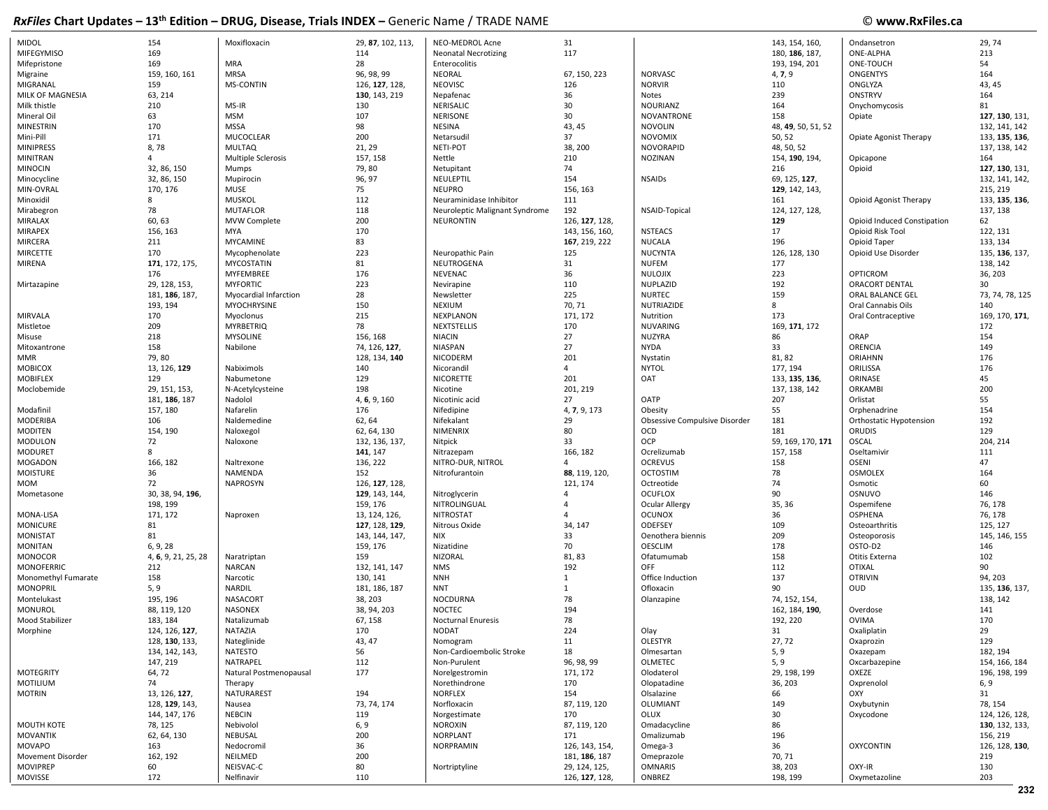# RxFiles Chart Updates – 13th Edition – DRUG, Disease, Trials INDEX – Generic Name / TRADE NAME

| Term | Pages |
|---|---|
| MIDOL | 154 |
| MIFEGYMISO | 169 |
| Mifepristone | 169 |
| Migraine | 159, 160, 161 |
| MIGRANAL | 159 |
| MILK OF MAGNESIA | 63, 214 |
| Milk thistle | 210 |
| Mineral Oil | 63 |
| MINESTRIN | 170 |
| Mini-Pill | 171 |
| MINIPRESS | 8, 78 |
| MINITRAN | 4 |
| MINOCIN | 32, 86, 150 |
| Minocycline | 32, 86, 150 |
| MIN-OVRAL | 170, 176 |
| Minoxidil | 8 |
| Mirabegron | 78 |
| MIRALAX | 60, 63 |
| MIRAPEX | 156, 163 |
| MIRCERA | 211 |
| MIRCETTE | 170 |
| MIRENA | **171**, 172, 175, 176 |
| Mirtazapine | 29, 128, 153, 181, **186**, 187, 193, 194 |
| MIRVALA | 170 |
| Mistletoe | 209 |
| Misuse | 218 |
| Mitoxantrone | 158 |
| MMR | 79, 80 |
| MOBICOX | 13, 126, **129** |
| MOBIFLEX | 129 |
| Moclobemide | 29, 151, 153, 181, **186**, 187 |
| Modafinil | 157, 180 |
| MODERIBA | 106 |
| MODITEN | 154, 190 |
| MODULON | 72 |
| MODURET | 8 |
| MOGADON | 166, 182 |
| MOISTURE | 36 |
| MOM | 72 |
| Mometasone | 30, 38, 94, **196**, 198, 199 |
| MONA-LISA | 171, 172 |
| MONICURE | 81 |
| MONISTAT | 81 |
| MONITAN | 6, 9, 28 |
| MONOCOR | 4, **6**, 9, 21, 25, 28 |
| MONOFERRIC | 212 |
| Monomethyl Fumarate | 158 |
| MONOPRIL | 5, 9 |
| Montelukast | 195, 196 |
| MONUROL | 88, 119, 120 |
| Mood Stabilizer | 183, 184 |
| Morphine | 124, 126, **127**, 128, **130**, 133, 134, 142, 143, 147, 219 |
| MOTEGRITY | 64, 72 |
| MOTILIUM | 74 |
| MOTRIN | 13, 126, **127**, 128, **129**, 143, 144, 147, 176 |
| MOUTH KOTE | 78, 125 |
| MOVANTIK | 62, 64, 130 |
| MOVAPO | 163 |
| Movement Disorder | 162, 192 |
| MOVIPREP | 60 |
| MOVISSE | 172 |
| Moxifloxacin | 29, **87**, 102, 113, 114 |
| MRA | 28 |
| MRSA | 96, 98, 99 |
| MS-CONTIN | 126, **127**, 128, **130**, 143, 219 |
| MS-IR | 130 |
| MSM | 107 |
| MSSA | 98 |
| MUCOCLEAR | 200 |
| MULTAQ | 21, 29 |
| Multiple Sclerosis | 157, 158 |
| Mumps | 79, 80 |
| Mupirocin | 96, 97 |
| MUSE | 75 |
| MUSKOL | 112 |
| MUTAFLOR | 118 |
| MVW Complete | 200 |
| MYA | 170 |
| MYCAMINE | 83 |
| Mycophenolate | 223 |
| MYCOSTATIN | 81 |
| MYFEMBREE | 176 |
| MYFORTIC | 223 |
| Myocardial Infarction | 28 |
| MYOCHRYSINE | 150 |
| Myoclonus | 215 |
| MYRBETRIQ | 78 |
| MYSOLINE | 156, 168 |
| Nabilone | 74, 126, **127**, 128, 134, **140** |
| Nabiximols | 140 |
| Nabumetone | 129 |
| N-Acetylcysteine | 198 |
| Nadolol | 4, **6**, 9, 160 |
| Nafarelin | 176 |
| Naldemedine | 62, 64 |
| Naloxegol | 62, 64, 130 |
| Naloxone | 132, 136, 137, **141**, 147 |
| Naltrexone | 136, 222 |
| NAMENDA | 152 |
| NAPROSYN | 126, **127**, 128, **129**, 143, 144, 159, 176 |
| Naproxen | 13, 124, 126, **127**, 128, **129**, 143, 144, 147, 159, 176 |
| Naratriptan | 159 |
| NARCAN | 132, 141, 147 |
| Narcotic | 130, 141 |
| NARDIL | 181, 186, 187 |
| NASACORT | 38, 203 |
| NASONEX | 38, 94, 203 |
| Natalizumab | 67, 158 |
| NATAZIA | 170 |
| Nateglinide | 43, 47 |
| NATESTO | 56 |
| NATRAPEL | 112 |
| Natural Postmenopausal Therapy | 177 |
| NATURAREST | 194 |
| Nausea | 73, 74, 174 |
| NEBCIN | 119 |
| Nebivolol | 6, 9 |
| NEBUSAL | 200 |
| Nedocromil | 36 |
| NEILMED | 200 |
| NEISVAC-C | 80 |
| Nelfinavir | 110 |
| NEO-MEDROL Acne | 31 |
| Neonatal Necrotizing Enterocolitis | 117 |
| NEORAL | 67, 150, 223 |
| NEOVISC | 126 |
| Nepafenac | 36 |
| NERISALIC | 30 |
| NERISONE | 30 |
| NESINA | 43, 45 |
| Netarsudil | 37 |
| NETI-POT | 38, 200 |
| Nettle | 210 |
| Netupitant | 74 |
| NEULEPTIL | 154 |
| NEUPRO | 156, 163 |
| Neuraminidase Inhibitor | 111 |
| Neuroleptic Malignant Syndrome | 192 |
| NEURONTIN | 126, **127**, 128, 143, 156, 160, **167**, 219, 222 |
| Neuropathic Pain | 125 |
| NEUTROGENA | 31 |
| NEVENAC | 36 |
| Nevirapine | 110 |
| Newsletter | 225 |
| NEXIUM | 70, 71 |
| NEXPLANON | 171, 172 |
| NEXTSTELLIS | 170 |
| NIACIN | 27 |
| NIASPAN | 27 |
| NICODERM | 201 |
| Nicorandil | 4 |
| NICORETTE | 201 |
| Nicotine | 201, 219 |
| Nicotinic acid | 27 |
| Nifedipine | 4, **7**, 9, 173 |
| Nifekalant | 29 |
| NIMENRIX | 80 |
| Nitpick | 33 |
| Nitrazepam | 166, 182 |
| NITRO-DUR, NITROL | 4 |
| Nitrofurantoin | **88**, 119, 120, 121, 174 |
| Nitroglycerin | 4 |
| NITROLINGUAL | 4 |
| NITROSTAT | 4 |
| Nitrous Oxide | 34, 147 |
| NIX | 33 |
| Nizatidine | 70 |
| NIZORAL | 81, 83 |
| NMS | 192 |
| NNH | 1 |
| NNT | 1 |
| NOCDURNA | 78 |
| NOCTEC | 194 |
| Nocturnal Enuresis | 78 |
| NODAT | 224 |
| Nomogram | 11 |
| Non-Cardioembolic Stroke | 18 |
| Non-Purulent | 96, 98, 99 |
| Norelgestromin | 171, 172 |
| Norethindrone | 170 |
| NORFLEX | 154 |
| Norfloxacin | 87, 119, 120 |
| Norgestimate | 170 |
| NOROXIN | 87, 119, 120 |
| NORPLANT | 171 |
| NORPRAMIN | 126, 143, 154, 181, **186**, 187 |
| Nortriptyline | 29, 124, 125, 126, **127**, 128, 143, 154, 160, 180, **186**, 187, 193, 194, 201 |
| NORVASC | 4, **7**, 9 |
| NORVIR | 110 |
| Notes | 239 |
| NOURIANZ | 164 |
| NOVANTRONE | 158 |
| NOVOLIN | 48, **49**, 50, 51, 52 |
| NOVOMIX | 50, 52 |
| NOVORAPID | 48, 50, 52 |
| NOZINAN | 154, **190**, 194, 216 |
| NSAIDs | 69, 125, **127**, **129**, 142, 143, 161 |
| NSAID-Topical | 124, 127, 128, **129** |
| NSTEACS | 17 |
| NUCALA | 196 |
| NUCYNTA | 126, 128, 130 |
| NUFEM | 177 |
| NULOJIX | 223 |
| NUPLAZID | 192 |
| NURTEC | 159 |
| NUTRIAZIDE | 8 |
| Nutrition | 173 |
| NUVARING | 169, **171**, 172 |
| NUZYRA | 86 |
| NYDA | 33 |
| Nystatin | 81, 82 |
| NYTOL | 177, 194 |
| OAT | 133, **135**, **136**, 137, 138, 142 |
| OATP | 207 |
| Obesity | 55 |
| Obsessive Compulsive Disorder | 181 |
| OCD | 181 |
| OCP | 59, 169, 170, **171** |
| Ocrelizumab | 157, 158 |
| OCREVUS | 158 |
| OCTOSTIM | 78 |
| Octreotide | 74 |
| OCUFLOX | 90 |
| Ocular Allergy | 35, 36 |
| OCUNOX | 36 |
| ODEFSEY | 109 |
| Oenothera biennis | 209 |
| OESCLIM | 178 |
| Ofatumumab | 158 |
| OFF | 112 |
| Office Induction | 137 |
| Ofloxacin | 90 |
| Olanzapine | 74, 152, 154, 162, 184, **190**, 192, 220 |
| Olay | 31 |
| OLESTYR | 27, 72 |
| Olmesartan | 5, 9 |
| OLMETEC | 5, 9 |
| Olodaterol | 29, 198, 199 |
| Olopatadine | 36, 203 |
| Olsalazine | 66 |
| OLUMIANT | 149 |
| OLUX | 30 |
| Omadacycline | 86 |
| Omalizumab | 196 |
| Omega-3 | 36 |
| Omeprazole | 70, 71 |
| OMNARIS | 38, 203 |
| ONBREZ | 198, 199 |
| Ondansetron | 29, 74 |
| ONE-ALPHA | 213 |
| ONE-TOUCH | 54 |
| ONGENTYS | 164 |
| ONGLYZA | 43, 45 |
| ONSTRYV | 164 |
| Onychomycosis | 81 |
| Opiate | **127**, **130**, 131, 132, 141, 142 |
| Opiate Agonist Therapy | 133, **135**, **136**, 137, 138, 142 |
| Opicapone | 164 |
| Opioid | **127**, **130**, 131, 132, 141, 142, 215, 219 |
| Opioid Agonist Therapy | 133, **135**, **136**, 137, 138 |
| Opioid Induced Constipation | 62 |
| Opioid Risk Tool | 122, 131 |
| Opioid Taper | 133, 134 |
| Opioid Use Disorder | 135, **136**, 137, 138, 142 |
| OPTICROM | 36, 203 |
| ORACORT DENTAL | 30 |
| ORAL BALANCE GEL | 73, 74, 78, 125 |
| Oral Cannabis Oils | 140 |
| Oral Contraceptive | 169, 170, **171**, 172 |
| ORAP | 154 |
| ORENCIA | 149 |
| ORIAHNN | 176 |
| ORILISSA | 176 |
| ORINASE | 45 |
| ORKAMBI | 200 |
| Orlistat | 55 |
| Orphenadrine | 154 |
| Orthostatic Hypotension | 192 |
| ORUDIS | 129 |
| OSCAL | 204, 214 |
| Oseltamivir | 111 |
| OSENI | 47 |
| OSMOLEX | 164 |
| Osmotic | 60 |
| OSNUVO | 146 |
| Ospemifene | 76, 178 |
| OSPHENA | 76, 178 |
| Osteoarthritis | 125, 127 |
| Osteoporosis | 145, 146, 155 |
| OSTO-D2 | 146 |
| Otitis Externa | 102 |
| OTIXAL | 90 |
| OTRIVIN | 94, 203 |
| OUD | 135, **136**, 137, 138, 142 |
| Overdose | 141 |
| OVIMA | 170 |
| Oxaliplatin | 29 |
| Oxaprozin | 129 |
| Oxazepam | 182, 194 |
| Oxcarbazepine | 154, 166, 184 |
| OXEZE | 196, 198, 199 |
| Oxprenolol | 6, 9 |
| OXY | 31 |
| Oxybutynin | 78, 154 |
| Oxycodone | 124, 126, 128, **130**, 132, 133, 156, 219 |
| OXYCONTIN | 126, 128, **130**, 219 |
| OXY-IR | 130 |
| Oxymetazoline | 203 |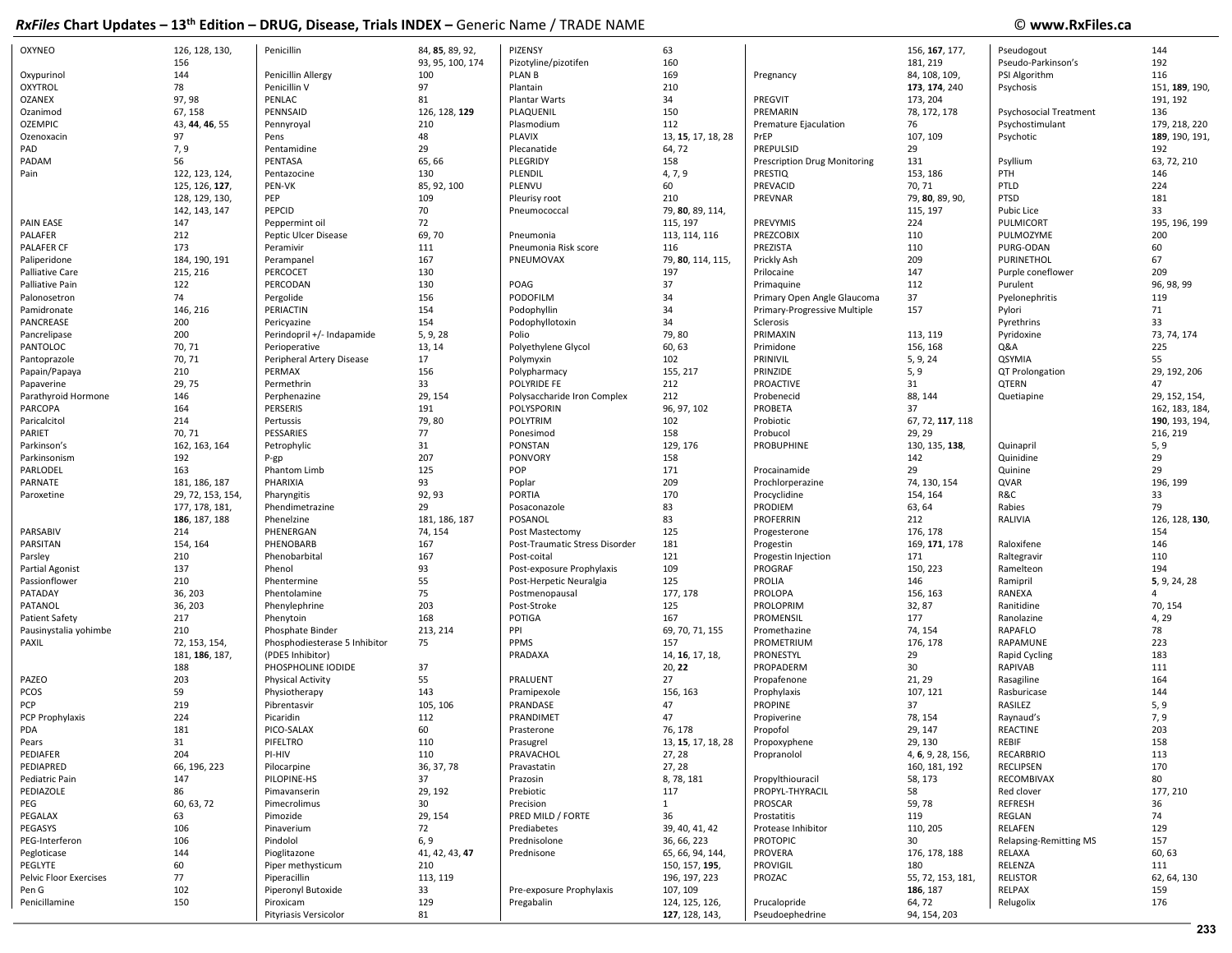# RxFiles Chart Updates – 13th Edition – DRUG, Disease, Trials INDEX – Generic Name / TRADE NAME

© www.RxFiles.ca

| Term | Pages |
|---|---|
| OXYNEO | 126, 128, 130, 156 |
| Oxypurinol | 144 |
| OXYTROL | 78 |
| OZANEX | 97, 98 |
| Ozanimod | 67, 158 |
| OZEMPIC | 43, **44**, **46**, 55 |
| Ozenoxacin | 97 |
| PAD | 7, 9 |
| PADAM | 56 |
| Pain | 122, 123, 124, 125, 126, **127**, 128, 129, 130, 142, 143, 147 |
| PAIN EASE | 147 |
| PALAFER | 212 |
| PALAFER CF | 173 |
| Paliperidone | 184, 190, 191 |
| Palliative Care | 215, 216 |
| Palliative Pain | 122 |
| Palonosetron | 74 |
| Pamidronate | 146, 216 |
| PANCREASE | 200 |
| Pancrelipase | 200 |
| PANTOLOC | 70, 71 |
| Pantoprazole | 70, 71 |
| Papain/Papaya | 210 |
| Papaverine | 29, 75 |
| Parathyroid Hormone | 146 |
| PARCOPA | 164 |
| Paricalcitol | 214 |
| PARIET | 70, 71 |
| Parkinson's | 162, 163, 164 |
| Parkinsonism | 192 |
| PARLODEL | 163 |
| PARNATE | 181, 186, 187 |
| Paroxetine | 29, 72, 153, 154, 177, 178, 181, **186**, 187, 188 |
| PARSABIV | 214 |
| PARSITAN | 154, 164 |
| Parsley | 210 |
| Partial Agonist | 137 |
| Passionflower | 210 |
| PATADAY | 36, 203 |
| PATANOL | 36, 203 |
| Patient Safety | 217 |
| Pausinystalia yohimbe | 210 |
| PAXIL | 72, 153, 154, 181, **186**, 187, 188 |
| PAZEO | 203 |
| PCOS | 59 |
| PCP | 219 |
| PCP Prophylaxis | 224 |
| PDA | 181 |
| Pears | 31 |
| PEDIAFER | 204 |
| PEDIAPRED | 66, 196, 223 |
| Pediatric Pain | 147 |
| PEDIAZOLE | 86 |
| PEG | 60, 63, 72 |
| PEGALAX | 63 |
| PEGASYS | 106 |
| PEG-Interferon | 106 |
| Pegloticase | 144 |
| PEGLYTE | 60 |
| Pelvic Floor Exercises | 77 |
| Pen G | 102 |
| Penicillamine | 150 |
| Penicillin | 84, **85**, 89, 92, 93, 95, 100, 174 |
| Penicillin Allergy | 100 |
| Penicillin V | 97 |
| PENLAC | 81 |
| PENNSAID | 126, 128, **129** |
| Pennyroyal | 210 |
| Pens | 48 |
| Pentamidine | 29 |
| PENTASA | 65, 66 |
| Pentazocine | 130 |
| PEN-VK | 85, 92, 100 |
| PEP | 109 |
| PEPCID | 70 |
| Peppermint oil | 72 |
| Peptic Ulcer Disease | 69, 70 |
| Peramivir | 111 |
| Perampanel | 167 |
| PERCOCET | 130 |
| PERCODAN | 130 |
| Pergolide | 156 |
| PERIACTIN | 154 |
| Pericyazine | 154 |
| Perindopril +/- Indapamide | 5, 9, 28 |
| Perioperative | 13, 14 |
| Peripheral Artery Disease | 17 |
| PERMAX | 156 |
| Permethrin | 33 |
| Perphenazine | 29, 154 |
| PERSERIS | 191 |
| Pertussis | 79, 80 |
| PESSARIES | 77 |
| Petrophylic | 31 |
| P-gp | 207 |
| Phantom Limb | 125 |
| PHARIXIA | 93 |
| Pharyngitis | 92, 93 |
| Phendimetrazine | 55 |
| Phenelzine | 181, 186, 187 |
| PHENERGAN | 74, 154 |
| PHENOBARB | 167 |
| Phenobarbital | 167 |
| Phenol | 93 |
| Phentermine | 55 |
| Phentolamine | 75 |
| Phenylephrine | 203 |
| Phenytoin | 168 |
| Phosphate Binder | 213, 214 |
| Phosphodiesterase 5 Inhibitor (PDE5 Inhibitor) | 75 |
| PHOSPHOLINE IODIDE | 37 |
| Physical Activity | 55 |
| Physiotherapy | 143 |
| Pibrentasvir | 105, 106 |
| Picaridin | 112 |
| PICO-SALAX | 60 |
| PIFELTRO | 110 |
| PI-HIV | 110 |
| Pilocarpine | 36, 37, 78 |
| PILOPINE-HS | 37 |
| Pimavanserin | 29, 192 |
| Pimecrolimus | 30 |
| Pimozide | 29, 154 |
| Pinaverium | 72 |
| Pindolol | 6, 9 |
| Pioglitazone | 41, 42, 43, **47** |
| Piper methysticum | 210 |
| Piperacillin | 113, 119 |
| Piperonyl Butoxide | 33 |
| Piroxicam | 129 |
| Pityriasis Versicolor | 81 |
| PIZENSY | 63 |
| Pizotyline/pizotifen | 160 |
| PLAN B | 169 |
| Plantain | 210 |
| Plantar Warts | 34 |
| PLAQUENIL | 150 |
| Plasmodium | 112 |
| PLAVIX | 13, **15**, 17, 18, 28 |
| Plecanatide | 64, 72 |
| PLEGRIDY | 158 |
| PLENDIL | 4, 7, 9 |
| PLENVU | 60 |
| Pleurisy root | 210 |
| Pneumococcal | 79, **80**, 89, 114, 115, 197 |
| Pneumonia | 113, 114, 116 |
| Pneumonia Risk score | 116 |
| PNEUMOVAX | 79, **80**, 114, 115, 197 |
| POAG | 37 |
| PODOFILM | 34 |
| Podophyllin | 34 |
| Podophyllotoxin | 34 |
| Polio | 79, 80 |
| Polyethylene Glycol | 60, 63 |
| Polymyxin | 102 |
| Polypharmacy | 155, 217 |
| POLYRIDE FE | 212 |
| Polysaccharide Iron Complex | 212 |
| POLYSPORIN | 96, 97, 102 |
| POLYTRIM | 102 |
| Ponesimod | 158 |
| PONSTAN | 129, 176 |
| PONVORY | 158 |
| POP | 171 |
| Poplar | 209 |
| PORTIA | 170 |
| Posaconazole | 83 |
| POSANOL | 83 |
| Post Mastectomy | 125 |
| Post-Traumatic Stress Disorder | 181 |
| Post-coital | 121 |
| Post-exposure Prophylaxis | 109 |
| Post-Herpetic Neuralgia | 125 |
| Postmenopausal | 177, 178 |
| Post-Stroke | 125 |
| POTIGA | 167 |
| PPI | 69, 70, 71, 155 |
| PPMS | 157 |
| PRADAXA | 14, **16**, 17, 18, 20, **22** |
| PRALUENT | 27 |
| Pramipexole | 156, 163 |
| PRANDASE | 47 |
| PRANDIMET | 47 |
| Prasterone | 76, 178 |
| Prasugrel | 13, **15**, 17, 18, 28 |
| PRAVACHOL | 27, 28 |
| Pravastatin | 27, 28 |
| Prazosin | 8, 78, 181 |
| Prebiotic | 117 |
| Precision | 1 |
| PRED MILD / FORTE | 36 |
| Prediabetes | 39, 40, 41, 42 |
| Prednisolone | 36, 66, 223 |
| Prednisone | 65, 66, 94, 144, 150, 157, **195**, 196, 197, 223 |
| Pre-exposure Prophylaxis | 107, 109 |
| Pregabalin | 124, 125, 126, **127**, 128, 143, 156, **167**, 177, 181, 219 |
| Pregnancy | 84, 108, 109, **173**, **174**, 240 |
| PREGVIT | 173, 204 |
| PREMARIN | 78, 172, 178 |
| Premature Ejaculation | 76 |
| PrEP | 107, 109 |
| PREPULSID | 29 |
| Prescription Drug Monitoring | 131 |
| PRESTIQ | 153, 186 |
| PREVACID | 70, 71 |
| PREVNAR | 79, **80**, 89, 90, 115, 197 |
| PREVYMIS | 224 |
| PREZCOBIX | 110 |
| PREZISTA | 110 |
| Prickly Ash | 209 |
| Prilocaine | 147 |
| Primaquine | 112 |
| Primary Open Angle Glaucoma | 37 |
| Primary-Progressive Multiple Sclerosis | 157 |
| PRIMAXIN | 113, 119 |
| Primidone | 156, 168 |
| PRINIVIL | 5, 9, 24 |
| PRINZIDE | 5, 9 |
| PROACTIVE | 31 |
| Probenecid | 88, 144 |
| PROBETA | 37 |
| Probiotic | 67, 72, **117**, 118 |
| Probucol | 29, 29 |
| PROBUPHINE | 130, 135, **138**, 142 |
| Procainamide | 29 |
| Prochlorperazine | 74, 130, 154 |
| Procyclidine | 154, 164 |
| PRODIEM | 63, 64 |
| PROFERRIN | 212 |
| Progesterone | 176, 178 |
| Progestin | 169, **171**, 178 |
| Progestin Injection | 171 |
| PROGRAF | 150, 223 |
| PROLIA | 146 |
| PROLOPA | 156, 163 |
| PROLOPRIM | 32, 87 |
| PROMENSIL | 177 |
| Promethazine | 74, 154 |
| PROMETRIUM | 176, 178 |
| PRONESTYL | 29 |
| PROPADERM | 30 |
| Propafenone | 21, 29 |
| Prophylaxis | 107, 121 |
| PROPINE | 37 |
| Propiverine | 78, 154 |
| Propofol | 29, 147 |
| Propoxyphene | 29, 130 |
| Propranolol | 4, **6**, 9, 28, 156, 160, 181, 192 |
| Propylthiouracil | 58, 173 |
| PROPYL-THYRACIL | 58 |
| PROSCAR | 59, 78 |
| Prostatitis | 119 |
| Protease Inhibitor | 110, 205 |
| PROTOPIC | 30 |
| PROVERA | 176, 178, 188 |
| PROVIGIL | 180 |
| PROZAC | 55, 72, 153, 181, **186**, 187 |
| Prucalopride | 64, 72 |
| Pseudoephedrine | 94, 154, 203 |
| Pseudogout | 144 |
| Pseudo-Parkinson's | 192 |
| PSI Algorithm | 116 |
| Psychosis | 151, **189**, 190, 191, 192 |
| Psychosocial Treatment | 136 |
| Psychostimulant | 179, 218, 220 |
| Psychotic | **189**, 190, 191, 192 |
| Psyllium | 63, 72, 210 |
| PTH | 146 |
| PTLD | 224 |
| PTSD | 181 |
| Pubic Lice | 33 |
| PULMICORT | 195, 196, 199 |
| PULMOZYME | 200 |
| PURG-ODAN | 60 |
| PURINETHOL | 67 |
| Purple coneflower | 209 |
| Purulent | 96, 98, 99 |
| Pyelonephritis | 119 |
| Pylori | 71 |
| Pyrethrins | 33 |
| Pyridoxine | 73, 74, 174 |
| Q&A | 225 |
| QSYMIA | 55 |
| QT Prolongation | 29, 192, 206 |
| QTERN | 47 |
| Quetiapine | 29, 152, 154, 162, 183, 184, **190**, 193, 194, 216, 219 |
| Quinapril | 5, 9 |
| Quinidine | 29 |
| Quinine | 29 |
| QVAR | 196, 199 |
| R&C | 33 |
| Rabies | 79 |
| RALIVIA | 126, 128, **130**, 154 |
| Raloxifene | 146 |
| Raltegravir | 110 |
| Ramelteon | 194 |
| Ramipril | **5**, 9, 24, 28 |
| RANEXA | 4 |
| Ranitidine | 70, 154 |
| Ranolazine | 4, 29 |
| RAPAFLO | 78 |
| RAPAMUNE | 223 |
| Rapid Cycling | 183 |
| RAPIVAB | 111 |
| Rasagiline | 164 |
| Rasburicase | 144 |
| RASILEZ | 5, 9 |
| Raynaud's | 7, 9 |
| REACTINE | 203 |
| REBIF | 158 |
| RECARBRIO | 113 |
| RECLIPSEN | 170 |
| RECOMBIVAX | 80 |
| Red clover | 177, 210 |
| REFRESH | 36 |
| REGLAN | 74 |
| RELAFEN | 129 |
| Relapsing-Remitting MS | 157 |
| RELAXA | 60, 63 |
| RELENZA | 111 |
| RELISTOR | 62, 64, 130 |
| RELPAX | 159 |
| Relugolix | 176 |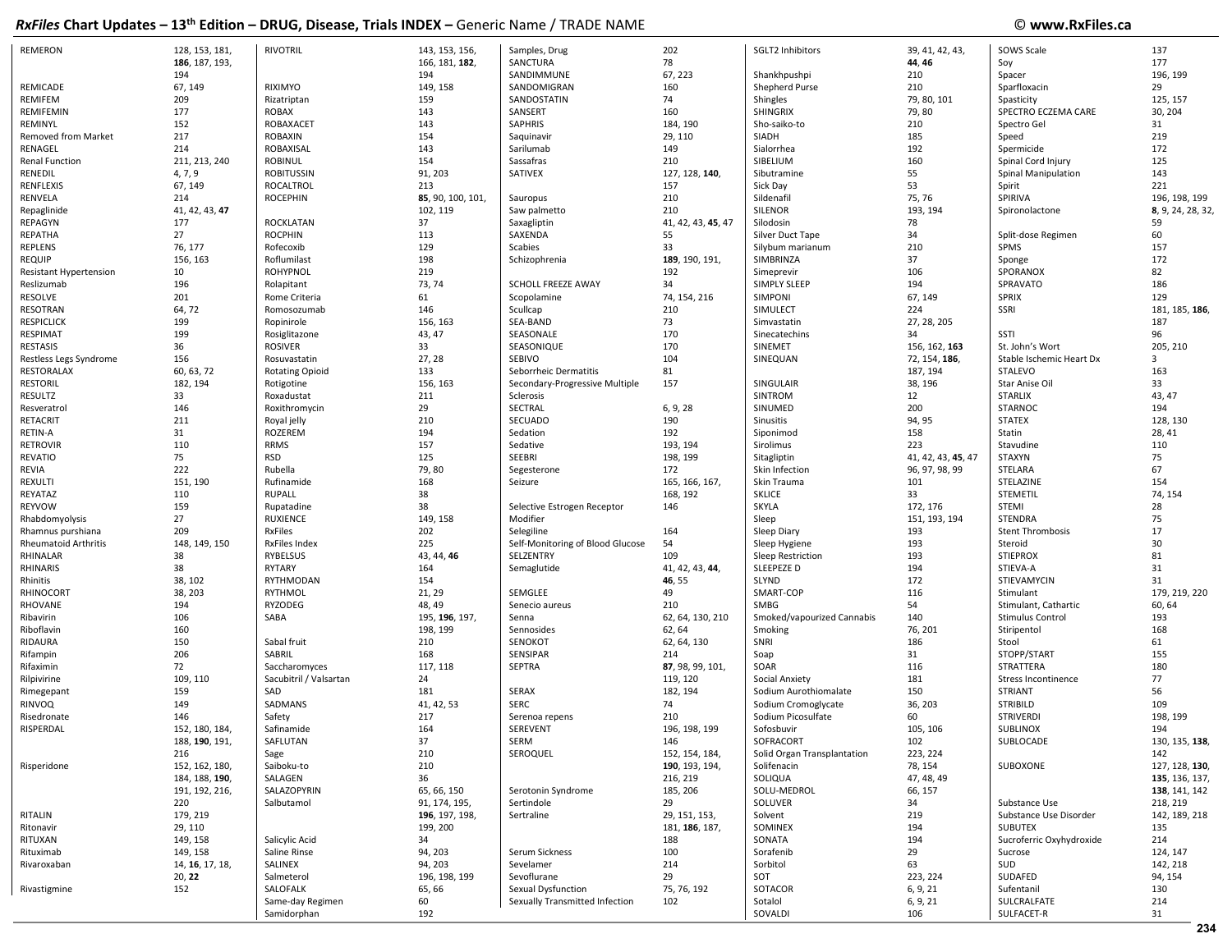## *RxFiles* Chart Updates – 13th Edition – DRUG, Disease, Trials INDEX – Generic Name / TRADE NAME

© www.RxFiles.ca

| Term | Pages |
|---|---|
| REMERON | 128, 153, 181, **186**, 187, 193, 194 |
| REMICADE | 67, 149 |
| REMIFEM | 209 |
| REMIFEMIN | 177 |
| REMINYL | 152 |
| Removed from Market | 217 |
| RENAGEL | 214 |
| Renal Function | 211, 213, 240 |
| RENEDIL | 4, 7, 9 |
| RENFLEXIS | 67, 149 |
| RENVELA | 214 |
| Repaglinide | 41, 42, 43, **47** |
| REPAGYN | 177 |
| REPATHA | 27 |
| REPLENS | 76, 177 |
| REQUIP | 156, 163 |
| Resistant Hypertension | 10 |
| Reslizumab | 196 |
| RESOLVE | 201 |
| RESOTRAN | 64, 72 |
| RESPICLICK | 199 |
| RESPIMAT | 199 |
| RESTASIS | 36 |
| Restless Legs Syndrome | 156 |
| RESTORALAX | 60, 63, 72 |
| RESTORIL | 182, 194 |
| RESULTZ | 33 |
| Resveratrol | 146 |
| RETACRIT | 211 |
| RETIN-A | 31 |
| RETROVIR | 110 |
| REVATIO | 75 |
| REVIA | 222 |
| REXULTI | 151, 190 |
| REYATAZ | 110 |
| REYVOW | 159 |
| Rhabdomyolysis | 27 |
| Rhamnus purshiana | 209 |
| Rheumatoid Arthritis | 148, 149, 150 |
| RHINALAR | 38 |
| RHINARIS | 38 |
| Rhinitis | 38, 102 |
| RHINOCORT | 38, 203 |
| RHOVANE | 194 |
| Ribavirin | 106 |
| Riboflavin | 160 |
| RIDAURA | 150 |
| Rifampin | 206 |
| Rifaximin | 72 |
| Rilpivirine | 109, 110 |
| Rimegepant | 159 |
| RINVOQ | 149 |
| Risedronate | 146 |
| RISPERDAL | 152, 180, 184, 188, **190**, 191, 216 |
| Risperidone | 152, 162, 180, 184, 188, **190**, 191, 192, 216, 220 |
| RITALIN | 179, 219 |
| Ritonavir | 29, 110 |
| RITUXAN | 149, 158 |
| Rituximab | 149, 158 |
| Rivaroxaban | 14, **16**, 17, 18, 20, **22** |
| Rivastigmine | 152 |
| RIVOTRIL | 143, 153, 156, 166, 181, **182**, 194 |
| RIXIMYO | 149, 158 |
| Rizatriptan | 159 |
| ROBAX | 143 |
| ROBAXACET | 143 |
| ROBAXIN | 154 |
| ROBAXISAL | 143 |
| ROBINUL | 154 |
| ROBITUSSIN | 91, 203 |
| ROCALTROL | 213 |
| ROCEPHIN | **85**, 90, 100, 101, 102, 119 |
| ROCKLATAN | 37 |
| ROCPHIN | 113 |
| Rofecoxib | 129 |
| Roflumilast | 198 |
| ROHYPNOL | 219 |
| Rolapitant | 73, 74 |
| Rome Criteria | 61 |
| Romosozumab | 146 |
| Ropinirole | 156, 163 |
| Rosiglitazone | 43, 47 |
| ROSIVER | 33 |
| Rosuvastatin | 27, 28 |
| Rotating Opioid | 133 |
| Rotigotine | 156, 163 |
| Roxadustat | 211 |
| Roxithromycin | 29 |
| Royal jelly | 210 |
| ROZEREM | 194 |
| RRMS | 157 |
| RSD | 125 |
| Rubella | 79, 80 |
| Rufinamide | 168 |
| RUPALL | 38 |
| Rupatadine | 38 |
| RUXIENCE | 149, 158 |
| RxFiles | 202 |
| RxFiles Index | 225 |
| RYBELSUS | 43, 44, **46** |
| RYTARY | 164 |
| RYTHMODAN | 154 |
| RYTHMOL | 21, 29 |
| RYZODEG | 48, 49 |
| SABA | 195, **196**, 197, 198, 199 |
| Sabal fruit | 210 |
| SABRIL | 168 |
| Saccharomyces | 117, 118 |
| Sacubitril / Valsartan | 24 |
| SAD | 181 |
| SADMANS | 41, 42, 53 |
| Safety | 217 |
| Safinamide | 164 |
| SAFLUTAN | 37 |
| Sage | 210 |
| Saiboku-to | 210 |
| SALAGEN | 36 |
| SALAZOPYRIN | 65, 66, 150 |
| Salbutamol | 91, 174, 195, **196**, 197, 198, 199, 200 |
| Salicylic Acid | 34 |
| Saline Rinse | 94, 203 |
| SALINEX | 94, 203 |
| Salmeterol | 196, 198, 199 |
| SALOFALK | 65, 66 |
| Same-day Regimen | 60 |
| Samidorphan | 192 |
| Samples, Drug | 202 |
| SANCTURA | 78 |
| SANDIMMUNE | 67, 223 |
| SANDOMIGRAN | 160 |
| SANDOSTATIN | 74 |
| SANSERT | 160 |
| SAPHRIS | 184, 190 |
| Saquinavir | 29, 110 |
| Sarilumab | 149 |
| Sassafras | 210 |
| SATIVEX | 127, 128, **140**, 157 |
| Sauropus | 210 |
| Saw palmetto | 210 |
| Saxagliptin | 41, 42, 43, **45**, 47 |
| SAXENDA | 55 |
| Scabies | 33 |
| Schizophrenia | **189**, 190, 191, 192 |
| SCHOLL FREEZE AWAY | 34 |
| Scopolamine | 74, 154, 216 |
| Scullcap | 210 |
| SEA-BAND | 73 |
| SEASONALE | 170 |
| SEASONIQUE | 170 |
| SEBIVO | 104 |
| Seborrheic Dermatitis | 81 |
| Secondary-Progressive Multiple Sclerosis | 157 |
| SECTRAL | 6, 9, 28 |
| SECUADO | 190 |
| Sedation | 192 |
| Sedative | 193, 194 |
| SEEBRI | 198, 199 |
| Segesterone | 172 |
| Seizure | 165, 166, 167, 168, 192 |
| Selective Estrogen Receptor Modifier | 146 |
| Selegiline | 164 |
| Self-Monitoring of Blood Glucose | 54 |
| SELZENTRY | 109 |
| Semaglutide | 41, 42, 43, **44**, **46**, 55 |
| SEMGLEE | 49 |
| Senecio aureus | 210 |
| Senna | 62, 64, 130, 210 |
| Sennosides | 62, 64 |
| SENOKOT | 62, 64, 130 |
| SENSIPAR | 214 |
| SEPTRA | **87**, 98, 99, 101, 119, 120 |
| SERAX | 182, 194 |
| SERC | 74 |
| Serenoa repens | 210 |
| SEREVENT | 196, 198, 199 |
| SERM | 146 |
| SEROQUEL | 152, 154, 184, **190**, 193, 194, 216, 219 |
| Serotonin Syndrome | 185, 206 |
| Sertindole | 29 |
| Sertraline | 29, 151, 153, 181, **186**, 187, 188 |
| Serum Sickness | 100 |
| Sevelamer | 214 |
| Sevoflurane | 29 |
| Sexual Dysfunction | 75, 76, 192 |
| Sexually Transmitted Infection | 102 |
| SGLT2 Inhibitors | 39, 41, 42, 43, **44**, **46** |
| Shankhpushpi | 210 |
| Shepherd Purse | 210 |
| Shingles | 79, 80, 101 |
| SHINGRIX | 79, 80 |
| Sho-saiko-to | 210 |
| SIADH | 185 |
| Sialorrhea | 192 |
| SIBELIUM | 160 |
| Sibutramine | 55 |
| Sick Day | 53 |
| Sildenafil | 75, 76 |
| SILENOR | 193, 194 |
| Silodosin | 78 |
| Silver Duct Tape | 34 |
| Silybum marianum | 210 |
| SIMBRINZA | 37 |
| Simeprevir | 106 |
| SIMPLY SLEEP | 194 |
| SIMPONI | 67, 149 |
| SIMULECT | 224 |
| Simvastatin | 27, 28, 205 |
| Sinecatechins | 34 |
| SINEMET | 156, 162, **163** |
| SINEQUAN | 72, 154, **186**, 187, 194 |
| SINGULAIR | 38, 196 |
| SINTROM | 12 |
| SINUMED | 200 |
| Sinusitis | 94, 95 |
| Siponimod | 158 |
| Sirolimus | 223 |
| Sitagliptin | 41, 42, 43, **45**, 47 |
| Skin Infection | 96, 97, 98, 99 |
| Skin Trauma | 101 |
| SKLICE | 33 |
| SKYLA | 172, 176 |
| Sleep | 151, 193, 194 |
| Sleep Diary | 193 |
| Sleep Hygiene | 193 |
| Sleep Restriction | 193 |
| SLEEPEZE D | 194 |
| SLYND | 172 |
| SMART-COP | 116 |
| SMBG | 54 |
| Smoked/vapourized Cannabis | 140 |
| Smoking | 76, 201 |
| SNRI | 186 |
| Soap | 31 |
| SOAR | 116 |
| Social Anxiety | 181 |
| Sodium Aurothiomalate | 150 |
| Sodium Cromoglycate | 36, 203 |
| Sodium Picosulfate | 60 |
| Sofosbuvir | 105, 106 |
| SOFRACORT | 102 |
| Solid Organ Transplantation | 223, 224 |
| Solifenacin | 78, 154 |
| SOLIQUA | 47, 48, 49 |
| SOLU-MEDROL | 66, 157 |
| SOLUVER | 34 |
| Solvent | 219 |
| SOMINEX | 194 |
| SONATA | 194 |
| Sorafenib | 29 |
| Sorbitol | 63 |
| SOT | 223, 224 |
| SOTACOR | 6, 9, 21 |
| Sotalol | 6, 9, 21 |
| SOVALDI | 106 |
| SOWS Scale | 137 |
| Soy | 177 |
| Spacer | 196, 199 |
| Sparfloxacin | 29 |
| Spasticity | 125, 157 |
| SPECTRO ECZEMA CARE | 30, 204 |
| Spectro Gel | 31 |
| Speed | 219 |
| Spermicide | 172 |
| Spinal Cord Injury | 125 |
| Spinal Manipulation | 143 |
| Spirit | 221 |
| SPIRIVA | 196, 198, 199 |
| Spironolactone | **8**, 9, 24, 28, 32, 59 |
| Split-dose Regimen | 60 |
| SPMS | 157 |
| Sponge | 172 |
| SPORANOX | 82 |
| SPRAVATO | 186 |
| SPRIX | 129 |
| SSRI | 181, 185, **186**, 187 |
| SSTI | 96 |
| St. John's Wort | 205, 210 |
| Stable Ischemic Heart Dx | 3 |
| STALEVO | 163 |
| Star Anise Oil | 33 |
| STARLIX | 43, 47 |
| STARNOC | 194 |
| STATEX | 128, 130 |
| Statin | 28, 41 |
| Stavudine | 110 |
| STAXYN | 75 |
| STELARA | 67 |
| STELAZINE | 154 |
| STEMETIL | 74, 154 |
| STEMI | 28 |
| STENDRA | 75 |
| Stent Thrombosis | 17 |
| Steroid | 30 |
| STIEPROX | 81 |
| STIEVA-A | 31 |
| STIEVAMYCIN | 31 |
| Stimulant | 179, 219, 220 |
| Stimulant, Cathartic | 60, 64 |
| Stimulus Control | 193 |
| Stiripentol | 168 |
| Stool | 61 |
| STOPP/START | 155 |
| STRATTERA | 180 |
| Stress Incontinence | 77 |
| STRIANT | 56 |
| STRIBILD | 109 |
| STRIVERDI | 198, 199 |
| SUBLINOX | 194 |
| SUBLOCADE | 130, 135, **138**, 142 |
| SUBOXONE | 127, 128, **130**, **135**, 136, 137, **138**, 141, 142 |
| Substance Use | 218, 219 |
| Substance Use Disorder | 142, 189, 218 |
| SUBUTEX | 135 |
| Sucroferric Oxyhydroxide | 214 |
| Sucrose | 124, 147 |
| SUD | 142, 218 |
| SUDAFED | 94, 154 |
| Sufentanil | 130 |
| SULCRALFATE | 214 |
| SULFACET-R | 31 |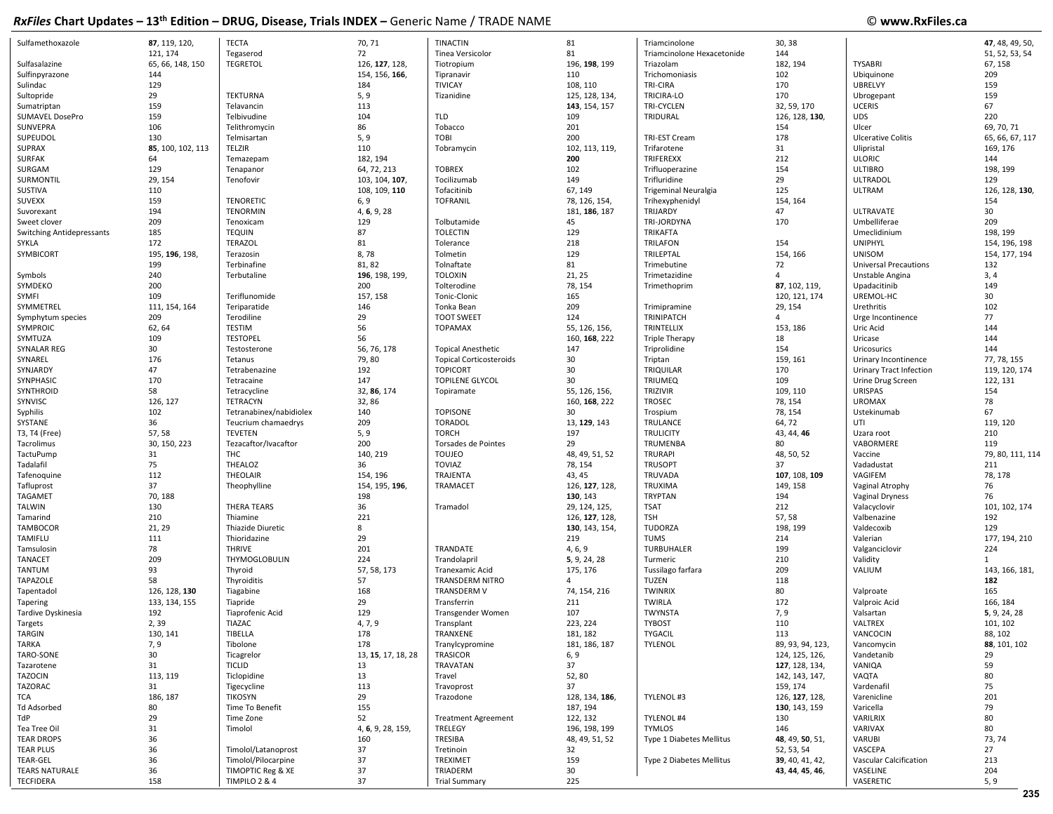# RxFiles Chart Updates – 13th Edition – DRUG, Disease, Trials INDEX – Generic Name / TRADE NAME

© www.RxFiles.ca

| Name | Pages |
| --- | --- |
| Sulfamethoxazole | **87**, 119, 120, 121, 174 |
| Sulfasalazine | 65, 66, 148, 150 |
| Sulfinpyrazone | 144 |
| Sulindac | 129 |
| Sultopride | 29 |
| Sumatriptan | 159 |
| SUMAVEL DosePro | 159 |
| SUNVEPRA | 106 |
| SUPEUDOL | 130 |
| SUPRAX | **85**, 100, 102, 113 |
| SURFAK | 64 |
| SURGAM | 129 |
| SURMONTIL | 29, 154 |
| SUSTIVA | 110 |
| SUVEXX | 159 |
| Suvorexant | 194 |
| Sweet clover | 209 |
| Switching Antidepressants | 185 |
| SYKLA | 172 |
| SYMBICORT | 195, **196**, 198, 199 |
| Symbols | 240 |
| SYMDEKO | 200 |
| SYMFI | 109 |
| SYMMETREL | 111, 154, 164 |
| Symphytum species | 209 |
| SYMPROIC | 62, 64 |
| SYMTUZA | 109 |
| SYNALAR REG | 30 |
| SYNAREL | 176 |
| SYNJARDY | 47 |
| SYNPHASIC | 170 |
| SYNTHROID | 58 |
| SYNVISC | 126, 127 |
| Syphilis | 102 |
| SYSTANE | 36 |
| T3, T4 (Free) | 57, 58 |
| Tacrolimus | 30, 150, 223 |
| TactuPump | 31 |
| Tadalafil | 75 |
| Tafenoquine | 112 |
| Tafluprost | 37 |
| TAGAMET | 70, 188 |
| TALWIN | 130 |
| Tamarind | 210 |
| TAMBOCOR | 21, 29 |
| TAMIFLU | 111 |
| Tamsulosin | 78 |
| TANACET | 209 |
| TANTUM | 93 |
| TAPAZOLE | 58 |
| Tapentadol | 126, 128, **130** |
| Tapering | 133, 134, 155 |
| Tardive Dyskinesia | 192 |
| Targets | 2, 39 |
| TARGIN | 130, 141 |
| TARKA | 7, 9 |
| TARO-SONE | 30 |
| Tazarotene | 31 |
| TAZOCIN | 113, 119 |
| TAZORAC | 31 |
| TCA | 186, 187 |
| Td Adsorbed | 80 |
| TdP | 29 |
| Tea Tree Oil | 31 |
| TEAR DROPS | 36 |
| TEAR PLUS | 36 |
| TEAR-GEL | 36 |
| TEARS NATURALE | 36 |
| TECFIDERA | 158 |
| TECTA | 70, 71 |
| Tegaserod | 72 |
| TEGRETOL | 126, **127**, 128, 154, 156, **166**, 184 |
| TEKTURNA | 5, 9 |
| Telavancin | 113 |
| Telbivudine | 104 |
| Telithromycin | 86 |
| Telmisartan | 5, 9 |
| TELZIR | 110 |
| Temazepam | 182, 194 |
| Tenapanor | 64, 72, 213 |
| Tenofovir | 103, 104, **107**, 108, 109, **110** |
| TENORETIC | 6, 9 |
| TENORMIN | 4, **6**, 9, 28 |
| Tenoxicam | 129 |
| TEQUIN | 87 |
| TERAZOL | 81 |
| Terazosin | 8, 78 |
| Terbinafine | 81, 82 |
| Terbutaline | **196**, 198, 199, 200 |
| Teriflunomide | 157, 158 |
| Teriparatide | 146 |
| Terodiline | 29 |
| TESTIM | 56 |
| TESTOPEL | 56 |
| Testosterone | 56, 76, 178 |
| Tetanus | 79, 80 |
| Tetrabenazine | 192 |
| Tetracaine | 147 |
| Tetracycline | 32, **86**, 174 |
| TETRACYN | 32, 86 |
| Tetranabinex/nabidiolex | 140 |
| Teucrium chamaedrys | 209 |
| TEVETEN | 5, 9 |
| Tezacaftor/Ivacaftor | 200 |
| THC | 140, 219 |
| THEALOZ | 36 |
| THEOLAIR | 154, 196 |
| Theophylline | 154, 195, **196**, 198 |
| THERA TEARS | 36 |
| Thiamine | 221 |
| Thiazide Diuretic | 8 |
| Thioridazine | 29 |
| THRIVE | 201 |
| THYMOGLOBULIN | 224 |
| Thyroid | 57, 58, 173 |
| Thyroiditis | 57 |
| Tiagabine | 168 |
| Tiapride | 29 |
| Tiaprofenic Acid | 129 |
| TIAZAC | 4, 7, 9 |
| TIBELLA | 178 |
| Tibolone | 178 |
| Ticagrelor | 13, **15**, 17, 18, 28 |
| TICLID | 13 |
| Ticlopidine | 13 |
| Tigecycline | 113 |
| TIKOSYN | 29 |
| Time To Benefit | 155 |
| Time Zone | 52 |
| Timolol | 4, **6**, 9, 28, 159, 160 |
| Timolol/Latanoprost | 37 |
| Timolol/Pilocarpine | 37 |
| TIMOPTIC Reg & XE | 37 |
| TIMPILO 2 & 4 | 37 |
| TINACTIN | 81 |
| Tinea Versicolor | 81 |
| Tiotropium | 196, **198**, 199 |
| Tipranavir | 110 |
| TIVICAY | 108, 110 |
| Tizanidine | 125, 128, 134, **143**, 154, 157 |
| TLD | 109 |
| Tobacco | 201 |
| TOBI | 200 |
| Tobramycin | 102, 113, 119, **200** |
| TOBREX | 102 |
| Tocilizumab | 149 |
| Tofacitinib | 67, 149 |
| TOFRANIL | 78, 126, 154, 181, **186**, 187 |
| Tolbutamide | 45 |
| TOLECTIN | 129 |
| Tolerance | 218 |
| Tolmetin | 129 |
| Tolnaftate | 81 |
| TOLOXIN | 21, 25 |
| Tolterodine | 78, 154 |
| Tonic-Clonic | 165 |
| Tonka Bean | 209 |
| TOOT SWEET | 124 |
| TOPAMAX | 55, 126, 156, 160, **168**, 222 |
| Topical Anesthetic | 147 |
| Topical Corticosteroids | 30 |
| TOPICORT | 30 |
| TOPILENE GLYCOL | 30 |
| Topiramate | 55, 126, 156, 160, **168**, 222 |
| TOPISONE | 30 |
| TORADOL | 13, **129**, 143 |
| TORCH | 197 |
| Torsades de Pointes | 29 |
| TOUJEO | 48, 49, 51, 52 |
| TOVIAZ | 78, 154 |
| TRAJENTA | 43, 45 |
| TRAMACET | 126, **127**, 128, **130**, 143 |
| Tramadol | 29, 124, 125, 126, **127**, 128, **130**, 143, 154, 219 |
| TRANDATE | 4, 6, 9 |
| Trandolapril | **5**, 9, 24, 28 |
| Tranexamic Acid | 175, 176 |
| TRANSDERM NITRO | 4 |
| TRANSDERM V | 74, 154, 216 |
| Transferrin | 211 |
| Transgender Women | 107 |
| Transplant | 223, 224 |
| TRANXENE | 181, 182 |
| Tranylcypromine | 181, 186, 187 |
| TRASICOR | 6, 9 |
| TRAVATAN | 37 |
| Travel | 52, 80 |
| Travoprost | 37 |
| Trazodone | 128, 134, **186**, 187, 194 |
| Treatment Agreement | 122, 132 |
| TRELEGY | 196, 198, 199 |
| TRESIBA | 48, 49, 51, 52 |
| Tretinoin | 32 |
| TREXIMET | 159 |
| TRIADERM | 30 |
| Trial Summary | 225 |
| Triamcinolone | 30, 38 |
| Triamcinolone Hexacetonide | 144 |
| Triazolam | 182, 194 |
| Trichomoniasis | 102 |
| TRI-CIRA | 170 |
| TRICIRA-LO | 170 |
| TRI-CYCLEN | 32, 59, 170 |
| TRIDURAL | 126, 128, **130**, 154 |
| TRI-EST Cream | 178 |
| Trifarotene | 31 |
| TRIFEREXX | 212 |
| Trifluoperazine | 154 |
| Trifluridine | 29 |
| Trigeminal Neuralgia | 125 |
| Trihexyphenidyl | 154, 164 |
| TRIJARDY | 47 |
| TRI-JORDYNA | 170 |
| TRIKAFTA | |
| TRILAFON | 154 |
| TRILEPTAL | 154, 166 |
| Trimebutine | 72 |
| Trimetazidine | 4 |
| Trimethoprim | **87**, 102, 119, 120, 121, 174 |
| Trimipramine | 29, 154 |
| TRINIPATCH | 4 |
| TRINTELLIX | 153, 186 |
| Triple Therapy | 18 |
| Triprolidine | 154 |
| Triptan | 159, 161 |
| TRIQUILAR | 170 |
| TRIUMEQ | 109 |
| TRIZIVIR | 109, 110 |
| TROSEC | 78, 154 |
| Trospium | 78, 154 |
| TRULANCE | 64, 72 |
| TRULICITY | 43, 44, **46** |
| TRUMENBA | 80 |
| TRURAPI | 48, 50, 52 |
| TRUSOPT | 37 |
| TRUVADA | **107**, 108, **109** |
| TRUXIMA | 149, 158 |
| TRYPTAN | 194 |
| TSAT | 212 |
| TSH | 57, 58 |
| TUDORZA | 198, 199 |
| TUMS | 214 |
| TURBUHALER | 199 |
| Turmeric | 210 |
| Tussilago farfara | 209 |
| TUZEN | 118 |
| TWINRIX | 80 |
| TWIRLA | 172 |
| TWYNSTA | 7, 9 |
| TYBOST | 110 |
| TYGACIL | 113 |
| TYLENOL | 89, 93, 94, 123, 124, 125, 126, **127**, 128, 134, 142, 143, 147, 159, 174 |
| TYLENOL #3 | 126, **127**, 128, **130**, 143, 159 |
| TYLENOL #4 | 130 |
| TYMLOS | 146 |
| Type 1 Diabetes Mellitus | **48**, 49, **50**, 51, 52, 53, 54 |
| Type 2 Diabetes Mellitus | **39**, 40, 41, 42, **43**, **44**, **45**, **46**, **47**, 48, 49, 50, 51, 52, 53, 54 |
| TYSABRI | 67, 158 |
| Ubiquinone | 209 |
| UBRELVY | 159 |
| Ubrogepant | 159 |
| UCERIS | 67 |
| UDS | 220 |
| Ulcer | 69, 70, 71 |
| Ulcerative Colitis | 65, 66, 67, 117 |
| Ulipristal | 169, 176 |
| ULORIC | 144 |
| ULTIBRO | 198, 199 |
| ULTRADOL | 129 |
| ULTRAM | 126, 128, **130**, 154 |
| ULTRAVATE | 30 |
| Umbelliferae | 209 |
| Umeclidinium | 198, 199 |
| UNIPHYL | 154, 196, 198 |
| UNISOM | 154, 177, 194 |
| Universal Precautions | 132 |
| Unstable Angina | 3, 4 |
| Upadacitinib | 149 |
| UREMOL-HC | 30 |
| Urethritis | 102 |
| Urge Incontinence | 77 |
| Uric Acid | 144 |
| Uricase | 144 |
| Uricosurics | 144 |
| Urinary Incontinence | 77, 78, 155 |
| Urinary Tract Infection | 119, 120, 174 |
| Urine Drug Screen | 122, 131 |
| URISPAS | 154 |
| UROMAX | 78 |
| Ustekinumab | 67 |
| UTI | 119, 120 |
| Uzara root | 210 |
| VABORMERE | 119 |
| Vaccine | 79, 80, 111, 114 |
| Vadadustat | 211 |
| VAGIFEM | 78, 178 |
| Vaginal Atrophy | 76 |
| Vaginal Dryness | 76 |
| Valacyclovir | 101, 102, 174 |
| Valbenazine | 192 |
| Valdecoxib | 129 |
| Valerian | 177, 194, 210 |
| Valganciclovir | 224 |
| Validity | 1 |
| VALIUM | 143, 166, 181, **182** |
| Valproate | 165 |
| Valproic Acid | 166, 184 |
| Valsartan | **5**, 9, 24, 28 |
| VALTREX | 101, 102 |
| VANCOCIN | 88, 102 |
| Vancomycin | **88**, 101, 102 |
| Vandetanib | 29 |
| VANIQA | 59 |
| VAQTA | 80 |
| Vardenafil | 75 |
| Varenicline | 201 |
| Varicella | 79 |
| VARILRIX | 80 |
| VARIVAX | 80 |
| VARUBI | 73, 74 |
| VASCEPA | 27 |
| Vascular Calcification | 213 |
| VASELINE | 204 |
| VASERETIC | 5, 9 |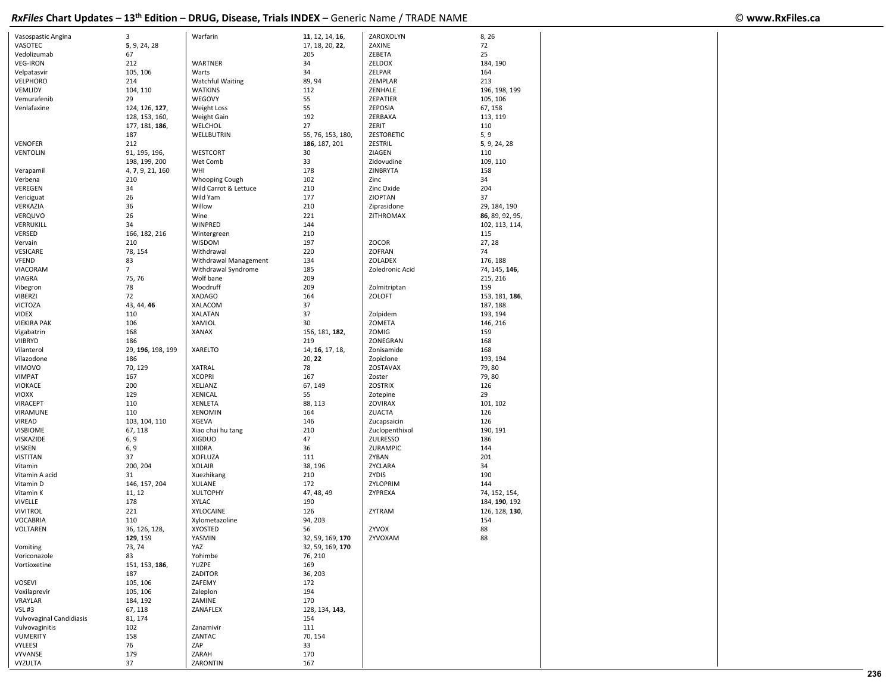## RxFiles Chart Updates – 13th Edition – DRUG, Disease, Trials INDEX – Generic Name / TRADE NAME

© www.RxFiles.ca

| | |
|---|---|
| Vasospastic Angina | 3 |
| VASOTEC | **5**, 9, 24, 28 |
| Vedolizumab | 67 |
| VEG-IRON | 212 |
| Velpatasvir | 105, 106 |
| VELPHORO | 214 |
| VEMLIDY | 104, 110 |
| Vemurafenib | 29 |
| Venlafaxine | 124, 126, **127**, 128, 153, 160, 177, 181, **186**, 187 |
| VENOFER | 212 |
| VENTOLIN | 91, 195, 196, 198, 199, 200 |
| Verapamil | 4, **7**, 9, 21, 160 |
| Verbena | 210 |
| VEREGEN | 34 |
| Vericiguat | 26 |
| VERKAZIA | 36 |
| VERQUVO | 26 |
| VERRUKILL | 34 |
| VERSED | 166, 182, 216 |
| Vervain | 210 |
| VESICARE | 78, 154 |
| VFEND | 83 |
| VIACORAM | 7 |
| VIAGRA | 75, 76 |
| Vibegron | 78 |
| VIBERZI | 72 |
| VICTOZA | 43, 44, **46** |
| VIDEX | 110 |
| VIEKIRA PAK | 106 |
| Vigabatrin | 168 |
| VIIBRYD | 186 |
| Vilanterol | 29, **196**, 198, 199 |
| Vilazodone | 186 |
| VIMOVO | 70, 129 |
| VIMPAT | 167 |
| VIOKACE | 200 |
| VIOXX | 129 |
| VIRACEPT | 110 |
| VIRAMUNE | 110 |
| VIREAD | 103, 104, 110 |
| VISBIOME | 67, 118 |
| VISKAZIDE | 6, 9 |
| VISKEN | 6, 9 |
| VISTITAN | 37 |
| Vitamin | 200, 204 |
| Vitamin A acid | 31 |
| Vitamin D | 146, 157, 204 |
| Vitamin K | 11, 12 |
| VIVELLE | 178 |
| VIVITROL | 221 |
| VOCABRIA | 110 |
| VOLTAREN | 36, 126, 128, **129**, 159 |
| Vomiting | 73, 74 |
| Voriconazole | 83 |
| Vortioxetine | 151, 153, **186**, 187 |
| VOSEVI | 105, 106 |
| Voxilaprevir | 105, 106 |
| VRAYLAR | 184, 192 |
| VSL #3 | 67, 118 |
| Vulvovaginal Candidiasis | 81, 174 |
| Vulvovaginitis | 102 |
| VUMERITY | 158 |
| VYLEESI | 76 |
| VYVANSE | 179 |
| VYZULTA | 37 |
| Warfarin | **11**, 12, 14, **16**, 17, 18, 20, **22**, 205 |
| WARTNER | 34 |
| Warts | 34 |
| Watchful Waiting | 89, 94 |
| WATKINS | 112 |
| WEGOVY | 55 |
| Weight Loss | 55 |
| Weight Gain | 192 |
| WELCHOL | 27 |
| WELLBUTRIN | 55, 76, 153, 180, **186**, 187, 201 |
| WESTCORT | 30 |
| Wet Comb | 33 |
| WHI | 178 |
| Whooping Cough | 102 |
| Wild Carrot & Lettuce | 210 |
| Wild Yam | 177 |
| Willow | 210 |
| Wine | 221 |
| WINPRED | 144 |
| Wintergreen | 210 |
| WISDOM | 197 |
| Withdrawal | 220 |
| Withdrawal Management | 134 |
| Withdrawal Syndrome | 185 |
| Wolf bane | 209 |
| Woodruff | 209 |
| XADAGO | 164 |
| XALACOM | 37 |
| XALATAN | 37 |
| XAMIOL | 30 |
| XANAX | 156, 181, **182**, 219 |
| XARELTO | 14, **16**, 17, 18, 20, **22** |
| XATRAL | 78 |
| XCOPRI | 167 |
| XELJANZ | 67, 149 |
| XENICAL | 55 |
| XENLETA | 88, 113 |
| XENOMIN | 164 |
| XGEVA | 146 |
| Xiao chai hu tang | 210 |
| XIGDUO | 47 |
| XIIDRA | 36 |
| XOFLUZA | 111 |
| XOLAIR | 38, 196 |
| Xuezhikang | 210 |
| XULANE | 172 |
| XULTOPHY | 47, 48, 49 |
| XYLAC | 190 |
| XYLOCAINE | 126 |
| Xylometazoline | 94, 203 |
| XYOSTED | 56 |
| YASMIN | 32, 59, 169, **170** |
| YAZ | 32, 59, 169, **170** |
| Yohimbe | 76, 210 |
| YUZPE | 169 |
| ZADITOR | 36, 203 |
| ZAFEMY | 172 |
| Zaleplon | 194 |
| ZAMINE | 170 |
| ZANAFLEX | 128, 134, **143**, 154 |
| Zanamivir | 111 |
| ZANTAC | 70, 154 |
| ZAP | 33 |
| ZARAH | 170 |
| ZARONTIN | 167 |
| ZAROXOLYN | 8, 26 |
| ZAXINE | 72 |
| ZEBETA | 25 |
| ZELDOX | 184, 190 |
| ZELPAR | 164 |
| ZEMPLAR | 213 |
| ZENHALE | 196, 198, 199 |
| ZEPATIER | 105, 106 |
| ZEPOSIA | 67, 158 |
| ZERBAXA | 113, 119 |
| ZERIT | 110 |
| ZESTORETIC | 5, 9 |
| ZESTRIL | **5**, 9, 24, 28 |
| ZIAGEN | 110 |
| Zidovudine | 109, 110 |
| ZINBRYTA | 158 |
| ZINC | 34 |
| Zinc Oxide | 204 |
| ZIOPTAN | 37 |
| Ziprasidone | 29, 184, 190 |
| ZITHROMAX | **86**, 89, 92, 95, 102, 113, 114, 115 |
| ZOCOR | 27, 28 |
| ZOFRAN | 74 |
| ZOLADEX | 176, 188 |
| Zoledronic Acid | 74, 145, **146**, 215, 216 |
| Zolmitriptan | 159 |
| ZOLOFT | 153, 181, **186**, 187, 188 |
| Zolpidem | 193, 194 |
| ZOMETA | 146, 216 |
| ZOMIG | 159 |
| ZONEGRAN | 168 |
| Zonisamide | 168 |
| Zopiclone | 193, 194 |
| ZOSTAVAX | 79, 80 |
| Zoster | 79, 80 |
| ZOSTRIX | 126 |
| Zotepine | 29 |
| ZOVIRAX | 101, 102 |
| ZUACTA | 126 |
| Zucapsaicin | 126 |
| Zuclopenthixol | 190, 191 |
| ZULRESSO | 186 |
| ZURAMPIC | 144 |
| ZYBAN | 201 |
| ZYCLARA | 34 |
| ZYDIS | 190 |
| ZYLOPRIM | 144 |
| ZYPREXA | 74, 152, 154, 184, **190**, 192 |
| ZYTRAM | 126, 128, **130**, 154 |
| ZYVOX | 88 |
| ZYVOXAM | 88 |